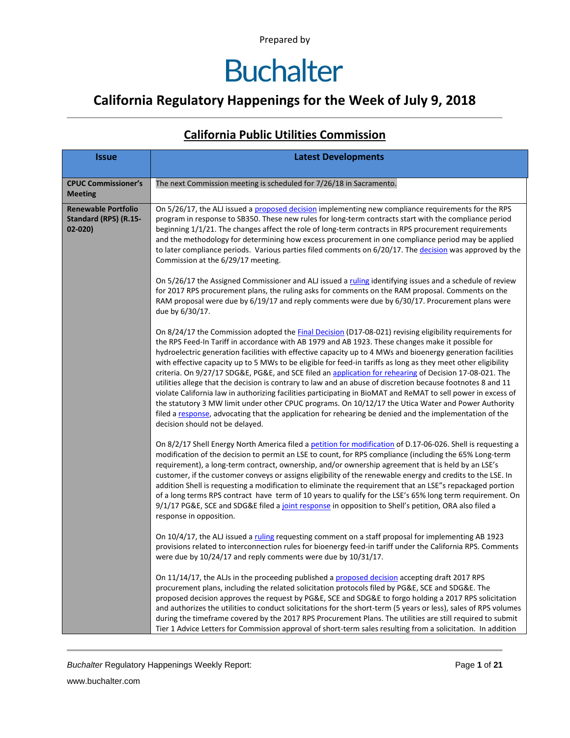Prepared by

# Buchalter

## California Regulatory Happenings for the Week of July 9, 2018

### California Public Utilities Commission

| Issue | Latest Developments |
|---|---|
| **CPUC Commissioner's Meeting** | The next Commission meeting is scheduled for 7/26/18 in Sacramento. |
| **Renewable Portfolio Standard (RPS) (R.15-02-020)** | On 5/26/17, the ALJ issued a proposed decision implementing new compliance requirements for the RPS program in response to SB350. These new rules for long-term contracts start with the compliance period beginning 1/1/21. The changes affect the role of long-term contracts in RPS procurement requirements and the methodology for determining how excess procurement in one compliance period may be applied to later compliance periods. Various parties filed comments on 6/20/17. The decision was approved by the Commission at the 6/29/17 meeting.<br><br>On 5/26/17 the Assigned Commissioner and ALJ issued a ruling identifying issues and a schedule of review for 2017 RPS procurement plans, the ruling asks for comments on the RAM proposal. Comments on the RAM proposal were due by 6/19/17 and reply comments were due by 6/30/17. Procurement plans were due by 6/30/17.<br><br>On 8/24/17 the Commission adopted the Final Decision (D17-08-021) revising eligibility requirements for the RPS Feed-In Tariff in accordance with AB 1979 and AB 1923. These changes make it possible for hydroelectric generation facilities with effective capacity up to 4 MWs and bioenergy generation facilities with effective capacity up to 5 MWs to be eligible for feed-in tariffs as long as they meet other eligibility criteria. On 9/27/17 SDG&E, PG&E, and SCE filed an application for rehearing of Decision 17-08-021. The utilities allege that the decision is contrary to law and an abuse of discretion because footnotes 8 and 11 violate California law in authorizing facilities participating in BioMAT and ReMAT to sell power in excess of the statutory 3 MW limit under other CPUC programs. On 10/12/17 the Utica Water and Power Authority filed a response, advocating that the application for rehearing be denied and the implementation of the decision should not be delayed.<br><br>On 8/2/17 Shell Energy North America filed a petition for modification of D.17-06-026. Shell is requesting a modification of the decision to permit an LSE to count, for RPS compliance (including the 65% Long-term requirement), a long-term contract, ownership, and/or ownership agreement that is held by an LSE's customer, if the customer conveys or assigns eligibility of the renewable energy and credits to the LSE. In addition Shell is requesting a modification to eliminate the requirement that an LSE"s repackaged portion of a long terms RPS contract have term of 10 years to qualify for the LSE's 65% long term requirement. On 9/1/17 PG&E, SCE and SDG&E filed a joint response in opposition to Shell's petition, ORA also filed a response in opposition.<br><br>On 10/4/17, the ALJ issued a ruling requesting comment on a staff proposal for implementing AB 1923 provisions related to interconnection rules for bioenergy feed-in tariff under the California RPS. Comments were due by 10/24/17 and reply comments were due by 10/31/17.<br><br>On 11/14/17, the ALJs in the proceeding published a proposed decision accepting draft 2017 RPS procurement plans, including the related solicitation protocols filed by PG&E, SCE and SDG&E. The proposed decision approves the request by PG&E, SCE and SDG&E to forgo holding a 2017 RPS solicitation and authorizes the utilities to conduct solicitations for the short-term (5 years or less), sales of RPS volumes during the timeframe covered by the 2017 RPS Procurement Plans. The utilities are still required to submit Tier 1 Advice Letters for Commission approval of short-term sales resulting from a solicitation. In addition |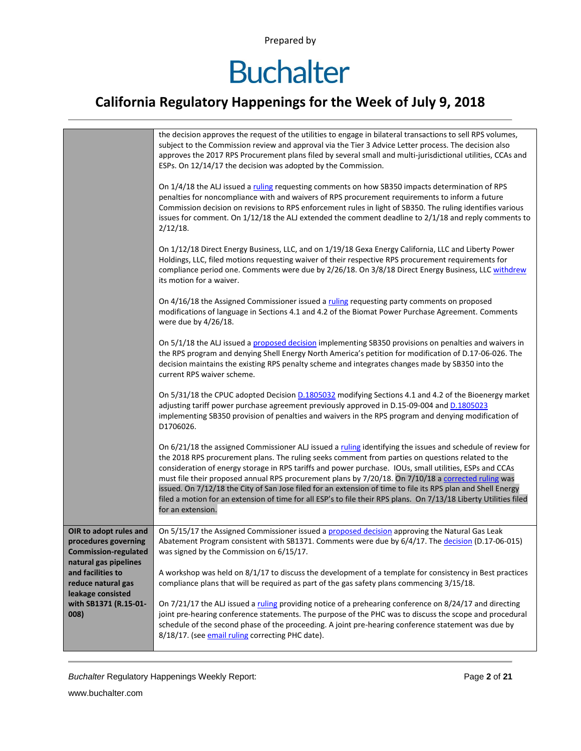| | |
|---|---|
| | the decision approves the request of the utilities to engage in bilateral transactions to sell RPS volumes, subject to the Commission review and approval via the Tier 3 Advice Letter process. The decision also approves the 2017 RPS Procurement plans filed by several small and multi-jurisdictional utilities, CCAs and ESPs. On 12/14/17 the decision was adopted by the Commission.<br><br>On 1/4/18 the ALJ issued a ruling requesting comments on how SB350 impacts determination of RPS penalties for noncompliance with and waivers of RPS procurement requirements to inform a future Commission decision on revisions to RPS enforcement rules in light of SB350. The ruling identifies various issues for comment. On 1/12/18 the ALJ extended the comment deadline to 2/1/18 and reply comments to 2/12/18.<br><br>On 1/12/18 Direct Energy Business, LLC, and on 1/19/18 Gexa Energy California, LLC and Liberty Power Holdings, LLC, filed motions requesting waiver of their respective RPS procurement requirements for compliance period one. Comments were due by 2/26/18. On 3/8/18 Direct Energy Business, LLC withdrew its motion for a waiver.<br><br>On 4/16/18 the Assigned Commissioner issued a ruling requesting party comments on proposed modifications of language in Sections 4.1 and 4.2 of the Biomat Power Purchase Agreement. Comments were due by 4/26/18.<br><br>On 5/1/18 the ALJ issued a proposed decision implementing SB350 provisions on penalties and waivers in the RPS program and denying Shell Energy North America's petition for modification of D.17-06-026. The decision maintains the existing RPS penalty scheme and integrates changes made by SB350 into the current RPS waiver scheme.<br><br>On 5/31/18 the CPUC adopted Decision D.1805032 modifying Sections 4.1 and 4.2 of the Bioenergy market adjusting tariff power purchase agreement previously approved in D.15-09-004 and D.1805023 implementing SB350 provision of penalties and waivers in the RPS program and denying modification of D1706026.<br><br>On 6/21/18 the assigned Commissioner ALJ issued a ruling identifying the issues and schedule of review for the 2018 RPS procurement plans. The ruling seeks comment from parties on questions related to the consideration of energy storage in RPS tariffs and power purchase. IOUs, small utilities, ESPs and CCAs must file their proposed annual RPS procurement plans by 7/20/18. On 7/10/18 a corrected ruling was issued. On 7/12/18 the City of San Jose filed for an extension of time to file its RPS plan and Shell Energy filed a motion for an extension of time for all ESP's to file their RPS plans. On 7/13/18 Liberty Utilities filed for an extension. |
| **OIR to adopt rules and procedures governing Commission-regulated natural gas pipelines and facilities to reduce natural gas leakage consisted with SB1371 (R.15-01-008)** | On 5/15/17 the Assigned Commissioner issued a proposed decision approving the Natural Gas Leak Abatement Program consistent with SB1371. Comments were due by 6/4/17. The decision (D.17-06-015) was signed by the Commission on 6/15/17.<br><br>A workshop was held on 8/1/17 to discuss the development of a template for consistency in Best practices compliance plans that will be required as part of the gas safety plans commencing 3/15/18.<br><br>On 7/21/17 the ALJ issued a ruling providing notice of a prehearing conference on 8/24/17 and directing joint pre-hearing conference statements. The purpose of the PHC was to discuss the scope and procedural schedule of the second phase of the proceeding. A joint pre-hearing conference statement was due by 8/18/17. (see email ruling correcting PHC date). |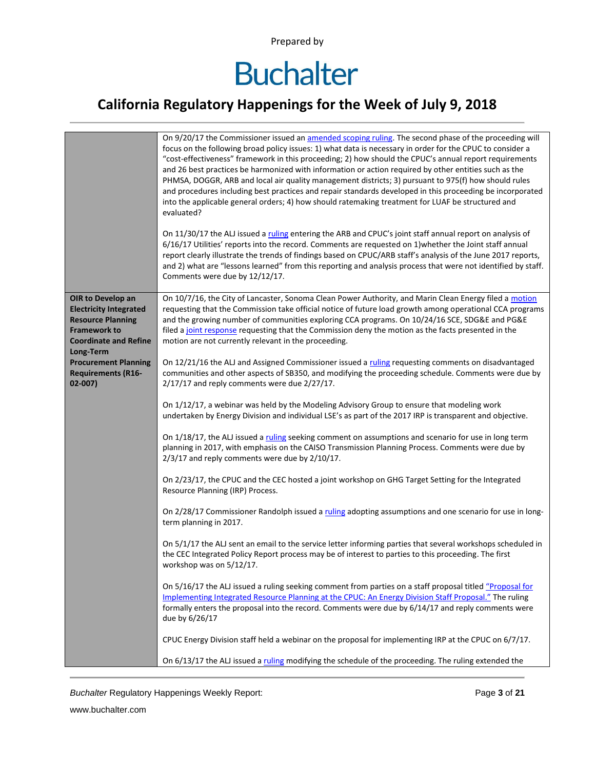| | |
|---|---|
| | On 9/20/17 the Commissioner issued an amended scoping ruling. The second phase of the proceeding will focus on the following broad policy issues: 1) what data is necessary in order for the CPUC to consider a "cost-effectiveness" framework in this proceeding; 2) how should the CPUC's annual report requirements and 26 best practices be harmonized with information or action required by other entities such as the PHMSA, DOGGR, ARB and local air quality management districts; 3) pursuant to 975(f) how should rules and procedures including best practices and repair standards developed in this proceeding be incorporated into the applicable general orders; 4) how should ratemaking treatment for LUAF be structured and evaluated?<br><br>On 11/30/17 the ALJ issued a ruling entering the ARB and CPUC's joint staff annual report on analysis of 6/16/17 Utilities' reports into the record. Comments are requested on 1)whether the Joint staff annual report clearly illustrate the trends of findings based on CPUC/ARB staff's analysis of the June 2017 reports, and 2) what are "lessons learned" from this reporting and analysis process that were not identified by staff. Comments were due by 12/12/17. |
| **OIR to Develop an Electricity Integrated Resource Planning Framework to Coordinate and Refine Long-Term Procurement Planning Requirements (R16-02-007)** | On 10/7/16, the City of Lancaster, Sonoma Clean Power Authority, and Marin Clean Energy filed a motion requesting that the Commission take official notice of future load growth among operational CCA programs and the growing number of communities exploring CCA programs. On 10/24/16 SCE, SDG&E and PG&E filed a joint response requesting that the Commission deny the motion as the facts presented in the motion are not currently relevant in the proceeding.<br><br>On 12/21/16 the ALJ and Assigned Commissioner issued a ruling requesting comments on disadvantaged communities and other aspects of SB350, and modifying the proceeding schedule. Comments were due by 2/17/17 and reply comments were due 2/27/17.<br><br>On 1/12/17, a webinar was held by the Modeling Advisory Group to ensure that modeling work undertaken by Energy Division and individual LSE's as part of the 2017 IRP is transparent and objective.<br><br>On 1/18/17, the ALJ issued a ruling seeking comment on assumptions and scenario for use in long term planning in 2017, with emphasis on the CAISO Transmission Planning Process. Comments were due by 2/3/17 and reply comments were due by 2/10/17.<br><br>On 2/23/17, the CPUC and the CEC hosted a joint workshop on GHG Target Setting for the Integrated Resource Planning (IRP) Process.<br><br>On 2/28/17 Commissioner Randolph issued a ruling adopting assumptions and one scenario for use in long-term planning in 2017.<br><br>On 5/1/17 the ALJ sent an email to the service letter informing parties that several workshops scheduled in the CEC Integrated Policy Report process may be of interest to parties to this proceeding. The first workshop was on 5/12/17.<br><br>On 5/16/17 the ALJ issued a ruling seeking comment from parties on a staff proposal titled "Proposal for Implementing Integrated Resource Planning at the CPUC: An Energy Division Staff Proposal." The ruling formally enters the proposal into the record. Comments were due by 6/14/17 and reply comments were due by 6/26/17<br><br>CPUC Energy Division staff held a webinar on the proposal for implementing IRP at the CPUC on 6/7/17.<br><br>On 6/13/17 the ALJ issued a ruling modifying the schedule of the proceeding. The ruling extended the |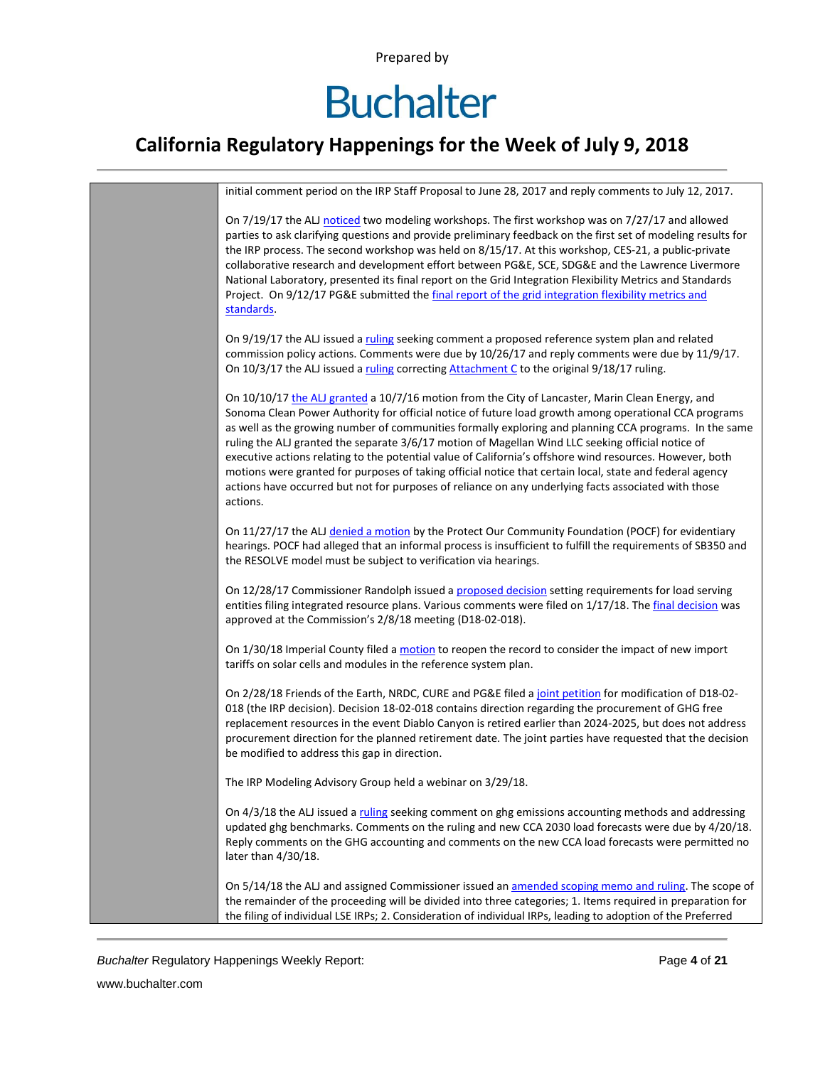initial comment period on the IRP Staff Proposal to June 28, 2017 and reply comments to July 12, 2017.

On 7/19/17 the ALJ noticed two modeling workshops. The first workshop was on 7/27/17 and allowed parties to ask clarifying questions and provide preliminary feedback on the first set of modeling results for the IRP process. The second workshop was held on 8/15/17. At this workshop, CES-21, a public-private collaborative research and development effort between PG&E, SCE, SDG&E and the Lawrence Livermore National Laboratory, presented its final report on the Grid Integration Flexibility Metrics and Standards Project. On 9/12/17 PG&E submitted the final report of the grid integration flexibility metrics and standards.

On 9/19/17 the ALJ issued a ruling seeking comment a proposed reference system plan and related commission policy actions. Comments were due by 10/26/17 and reply comments were due by 11/9/17. On 10/3/17 the ALJ issued a ruling correcting Attachment C to the original 9/18/17 ruling.

On 10/10/17 the ALJ granted a 10/7/16 motion from the City of Lancaster, Marin Clean Energy, and Sonoma Clean Power Authority for official notice of future load growth among operational CCA programs as well as the growing number of communities formally exploring and planning CCA programs. In the same ruling the ALJ granted the separate 3/6/17 motion of Magellan Wind LLC seeking official notice of executive actions relating to the potential value of California's offshore wind resources. However, both motions were granted for purposes of taking official notice that certain local, state and federal agency actions have occurred but not for purposes of reliance on any underlying facts associated with those actions.

On 11/27/17 the ALJ denied a motion by the Protect Our Community Foundation (POCF) for evidentiary hearings. POCF had alleged that an informal process is insufficient to fulfill the requirements of SB350 and the RESOLVE model must be subject to verification via hearings.

On 12/28/17 Commissioner Randolph issued a proposed decision setting requirements for load serving entities filing integrated resource plans. Various comments were filed on 1/17/18. The final decision was approved at the Commission's 2/8/18 meeting (D18-02-018).

On 1/30/18 Imperial County filed a motion to reopen the record to consider the impact of new import tariffs on solar cells and modules in the reference system plan.

On 2/28/18 Friends of the Earth, NRDC, CURE and PG&E filed a joint petition for modification of D18-02-018 (the IRP decision). Decision 18-02-018 contains direction regarding the procurement of GHG free replacement resources in the event Diablo Canyon is retired earlier than 2024-2025, but does not address procurement direction for the planned retirement date. The joint parties have requested that the decision be modified to address this gap in direction.

The IRP Modeling Advisory Group held a webinar on 3/29/18.

On 4/3/18 the ALJ issued a ruling seeking comment on ghg emissions accounting methods and addressing updated ghg benchmarks. Comments on the ruling and new CCA 2030 load forecasts were due by 4/20/18. Reply comments on the GHG accounting and comments on the new CCA load forecasts were permitted no later than 4/30/18.

On 5/14/18 the ALJ and assigned Commissioner issued an amended scoping memo and ruling. The scope of the remainder of the proceeding will be divided into three categories; 1. Items required in preparation for the filing of individual LSE IRPs; 2. Consideration of individual IRPs, leading to adoption of the Preferred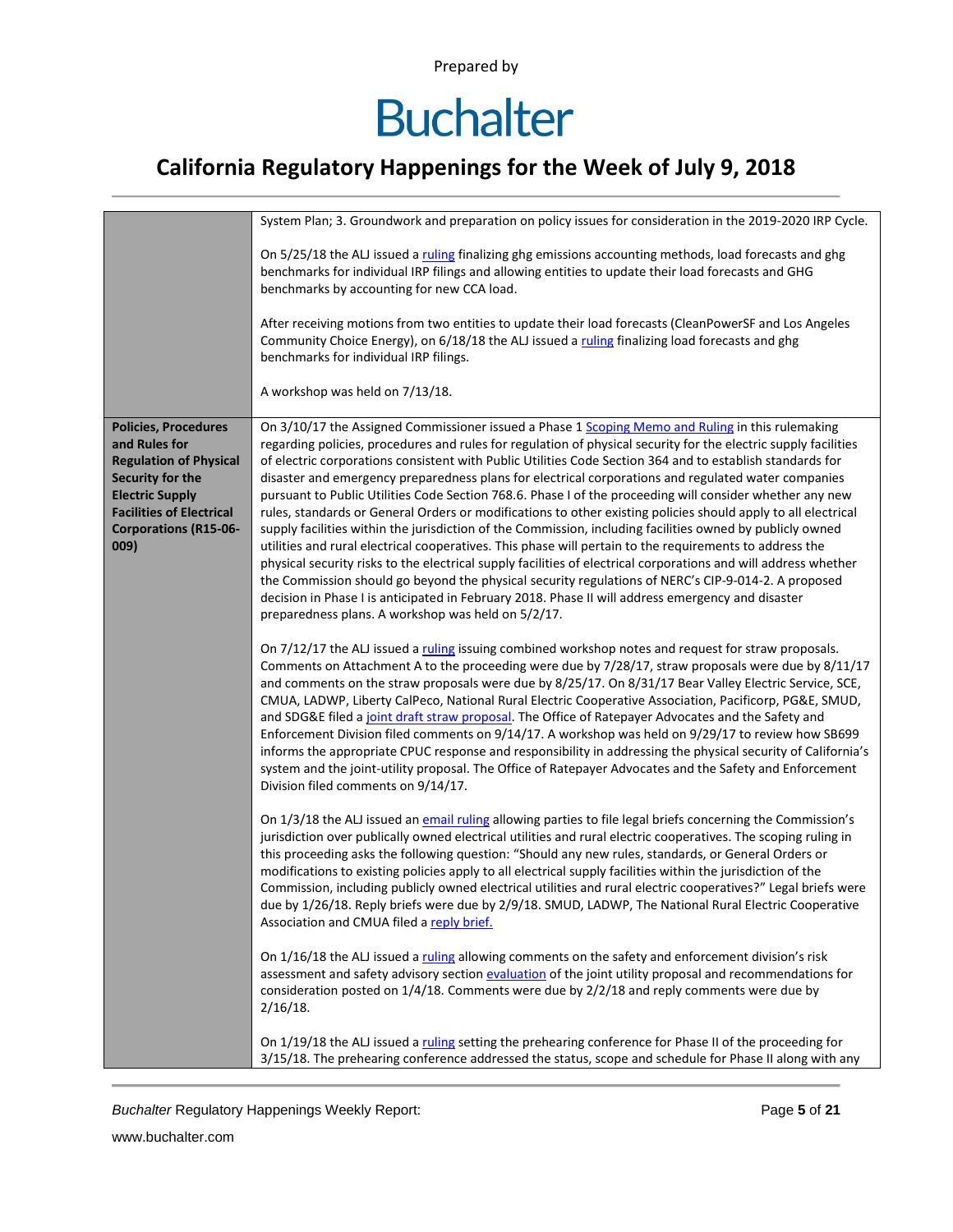| | |
|---|---|
| | System Plan; 3. Groundwork and preparation on policy issues for consideration in the 2019-2020 IRP Cycle.<br><br>On 5/25/18 the ALJ issued a ruling finalizing ghg emissions accounting methods, load forecasts and ghg benchmarks for individual IRP filings and allowing entities to update their load forecasts and GHG benchmarks by accounting for new CCA load.<br><br>After receiving motions from two entities to update their load forecasts (CleanPowerSF and Los Angeles Community Choice Energy), on 6/18/18 the ALJ issued a ruling finalizing load forecasts and ghg benchmarks for individual IRP filings.<br><br>A workshop was held on 7/13/18. |
| **Policies, Procedures and Rules for Regulation of Physical Security for the Electric Supply Facilities of Electrical Corporations (R15-06-009)** | On 3/10/17 the Assigned Commissioner issued a Phase 1 Scoping Memo and Ruling in this rulemaking regarding policies, procedures and rules for regulation of physical security for the electric supply facilities of electric corporations consistent with Public Utilities Code Section 364 and to establish standards for disaster and emergency preparedness plans for electrical corporations and regulated water companies pursuant to Public Utilities Code Section 768.6. Phase I of the proceeding will consider whether any new rules, standards or General Orders or modifications to other existing policies should apply to all electrical supply facilities within the jurisdiction of the Commission, including facilities owned by publicly owned utilities and rural electrical cooperatives. This phase will pertain to the requirements to address the physical security risks to the electrical supply facilities of electrical corporations and will address whether the Commission should go beyond the physical security regulations of NERC's CIP-9-014-2. A proposed decision in Phase I is anticipated in February 2018. Phase II will address emergency and disaster preparedness plans. A workshop was held on 5/2/17.<br><br>On 7/12/17 the ALJ issued a ruling issuing combined workshop notes and request for straw proposals. Comments on Attachment A to the proceeding were due by 7/28/17, straw proposals were due by 8/11/17 and comments on the straw proposals were due by 8/25/17. On 8/31/17 Bear Valley Electric Service, SCE, CMUA, LADWP, Liberty CalPeco, National Rural Electric Cooperative Association, Pacificorp, PG&E, SMUD, and SDG&E filed a joint draft straw proposal. The Office of Ratepayer Advocates and the Safety and Enforcement Division filed comments on 9/14/17. A workshop was held on 9/29/17 to review how SB699 informs the appropriate CPUC response and responsibility in addressing the physical security of California's system and the joint-utility proposal. The Office of Ratepayer Advocates and the Safety and Enforcement Division filed comments on 9/14/17.<br><br>On 1/3/18 the ALJ issued an email ruling allowing parties to file legal briefs concerning the Commission's jurisdiction over publically owned electrical utilities and rural electric cooperatives. The scoping ruling in this proceeding asks the following question: "Should any new rules, standards, or General Orders or modifications to existing policies apply to all electrical supply facilities within the jurisdiction of the Commission, including publicly owned electrical utilities and rural electric cooperatives?" Legal briefs were due by 1/26/18. Reply briefs were due by 2/9/18. SMUD, LADWP, The National Rural Electric Cooperative Association and CMUA filed a reply brief.<br><br>On 1/16/18 the ALJ issued a ruling allowing comments on the safety and enforcement division's risk assessment and safety advisory section evaluation of the joint utility proposal and recommendations for consideration posted on 1/4/18. Comments were due by 2/2/18 and reply comments were due by 2/16/18.<br><br>On 1/19/18 the ALJ issued a ruling setting the prehearing conference for Phase II of the proceeding for 3/15/18. The prehearing conference addressed the status, scope and schedule for Phase II along with any |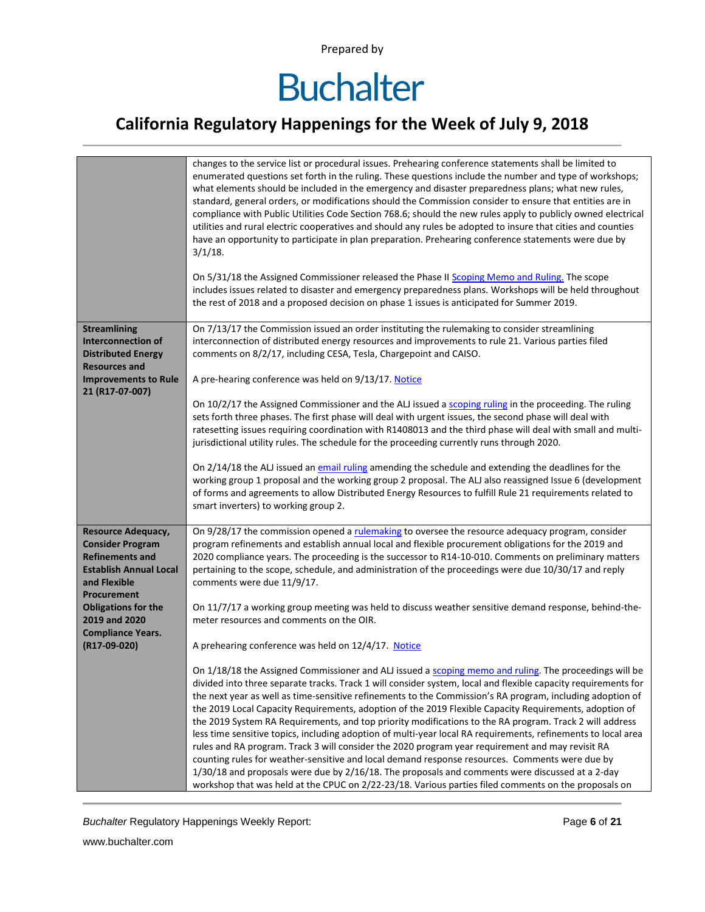| | |
|---|---|
| | changes to the service list or procedural issues. Prehearing conference statements shall be limited to enumerated questions set forth in the ruling. These questions include the number and type of workshops; what elements should be included in the emergency and disaster preparedness plans; what new rules, standard, general orders, or modifications should the Commission consider to ensure that entities are in compliance with Public Utilities Code Section 768.6; should the new rules apply to publicly owned electrical utilities and rural electric cooperatives and should any rules be adopted to insure that cities and counties have an opportunity to participate in plan preparation. Prehearing conference statements were due by 3/1/18.<br><br>On 5/31/18 the Assigned Commissioner released the Phase II Scoping Memo and Ruling. The scope includes issues related to disaster and emergency preparedness plans. Workshops will be held throughout the rest of 2018 and a proposed decision on phase 1 issues is anticipated for Summer 2019. |
| **Streamlining Interconnection of Distributed Energy Resources and Improvements to Rule 21 (R17-07-007)** | On 7/13/17 the Commission issued an order instituting the rulemaking to consider streamlining interconnection of distributed energy resources and improvements to rule 21. Various parties filed comments on 8/2/17, including CESA, Tesla, Chargepoint and CAISO.<br><br>A pre-hearing conference was held on 9/13/17. Notice<br><br>On 10/2/17 the Assigned Commissioner and the ALJ issued a scoping ruling in the proceeding. The ruling sets forth three phases. The first phase will deal with urgent issues, the second phase will deal with ratesetting issues requiring coordination with R1408013 and the third phase will deal with small and multi-jurisdictional utility rules. The schedule for the proceeding currently runs through 2020.<br><br>On 2/14/18 the ALJ issued an email ruling amending the schedule and extending the deadlines for the working group 1 proposal and the working group 2 proposal. The ALJ also reassigned Issue 6 (development of forms and agreements to allow Distributed Energy Resources to fulfill Rule 21 requirements related to smart inverters) to working group 2. |
| **Resource Adequacy, Consider Program Refinements and Establish Annual Local and Flexible Procurement Obligations for the 2019 and 2020 Compliance Years. (R17-09-020)** | On 9/28/17 the commission opened a rulemaking to oversee the resource adequacy program, consider program refinements and establish annual local and flexible procurement obligations for the 2019 and 2020 compliance years. The proceeding is the successor to R14-10-010. Comments on preliminary matters pertaining to the scope, schedule, and administration of the proceedings were due 10/30/17 and reply comments were due 11/9/17.<br><br>On 11/7/17 a working group meeting was held to discuss weather sensitive demand response, behind-the-meter resources and comments on the OIR.<br><br>A prehearing conference was held on 12/4/17. Notice<br><br>On 1/18/18 the Assigned Commissioner and ALJ issued a scoping memo and ruling. The proceedings will be divided into three separate tracks. Track 1 will consider system, local and flexible capacity requirements for the next year as well as time-sensitive refinements to the Commission's RA program, including adoption of the 2019 Local Capacity Requirements, adoption of the 2019 Flexible Capacity Requirements, adoption of the 2019 System RA Requirements, and top priority modifications to the RA program. Track 2 will address less time sensitive topics, including adoption of multi-year local RA requirements, refinements to local area rules and RA program. Track 3 will consider the 2020 program year requirement and may revisit RA counting rules for weather-sensitive and local demand response resources. Comments were due by 1/30/18 and proposals were due by 2/16/18. The proposals and comments were discussed at a 2-day workshop that was held at the CPUC on 2/22-23/18. Various parties filed comments on the proposals on |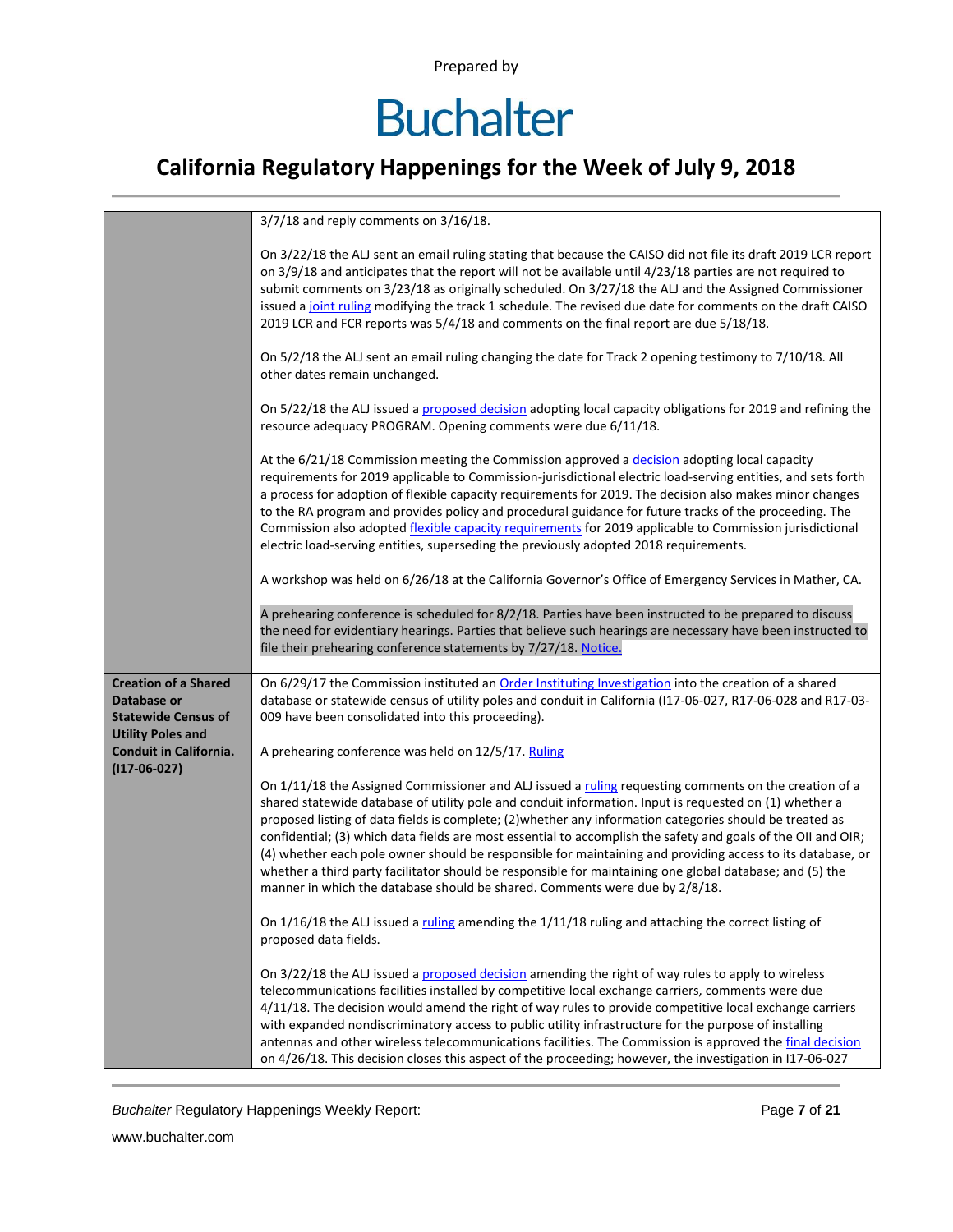| | |
|---|---|
| | 3/7/18 and reply comments on 3/16/18.<br><br>On 3/22/18 the ALJ sent an email ruling stating that because the CAISO did not file its draft 2019 LCR report on 3/9/18 and anticipates that the report will not be available until 4/23/18 parties are not required to submit comments on 3/23/18 as originally scheduled. On 3/27/18 the ALJ and the Assigned Commissioner issued a joint ruling modifying the track 1 schedule. The revised due date for comments on the draft CAISO 2019 LCR and FCR reports was 5/4/18 and comments on the final report are due 5/18/18.<br><br>On 5/2/18 the ALJ sent an email ruling changing the date for Track 2 opening testimony to 7/10/18. All other dates remain unchanged.<br><br>On 5/22/18 the ALJ issued a proposed decision adopting local capacity obligations for 2019 and refining the resource adequacy PROGRAM. Opening comments were due 6/11/18.<br><br>At the 6/21/18 Commission meeting the Commission approved a decision adopting local capacity requirements for 2019 applicable to Commission-jurisdictional electric load-serving entities, and sets forth a process for adoption of flexible capacity requirements for 2019. The decision also makes minor changes to the RA program and provides policy and procedural guidance for future tracks of the proceeding. The Commission also adopted flexible capacity requirements for 2019 applicable to Commission jurisdictional electric load-serving entities, superseding the previously adopted 2018 requirements.<br><br>A workshop was held on 6/26/18 at the California Governor's Office of Emergency Services in Mather, CA.<br><br>A prehearing conference is scheduled for 8/2/18. Parties have been instructed to be prepared to discuss the need for evidentiary hearings. Parties that believe such hearings are necessary have been instructed to file their prehearing conference statements by 7/27/18. Notice. |
| **Creation of a Shared Database or Statewide Census of Utility Poles and Conduit in California. (I17-06-027)** | On 6/29/17 the Commission instituted an Order Instituting Investigation into the creation of a shared database or statewide census of utility poles and conduit in California (I17-06-027, R17-06-028 and R17-03-009 have been consolidated into this proceeding).<br><br>A prehearing conference was held on 12/5/17. Ruling<br><br>On 1/11/18 the Assigned Commissioner and ALJ issued a ruling requesting comments on the creation of a shared statewide database of utility pole and conduit information. Input is requested on (1) whether a proposed listing of data fields is complete; (2)whether any information categories should be treated as confidential; (3) which data fields are most essential to accomplish the safety and goals of the OII and OIR; (4) whether each pole owner should be responsible for maintaining and providing access to its database, or whether a third party facilitator should be responsible for maintaining one global database; and (5) the manner in which the database should be shared. Comments were due by 2/8/18.<br><br>On 1/16/18 the ALJ issued a ruling amending the 1/11/18 ruling and attaching the correct listing of proposed data fields.<br><br>On 3/22/18 the ALJ issued a proposed decision amending the right of way rules to apply to wireless telecommunications facilities installed by competitive local exchange carriers, comments were due 4/11/18. The decision would amend the right of way rules to provide competitive local exchange carriers with expanded nondiscriminatory access to public utility infrastructure for the purpose of installing antennas and other wireless telecommunications facilities. The Commission is approved the final decision on 4/26/18. This decision closes this aspect of the proceeding; however, the investigation in I17-06-027 |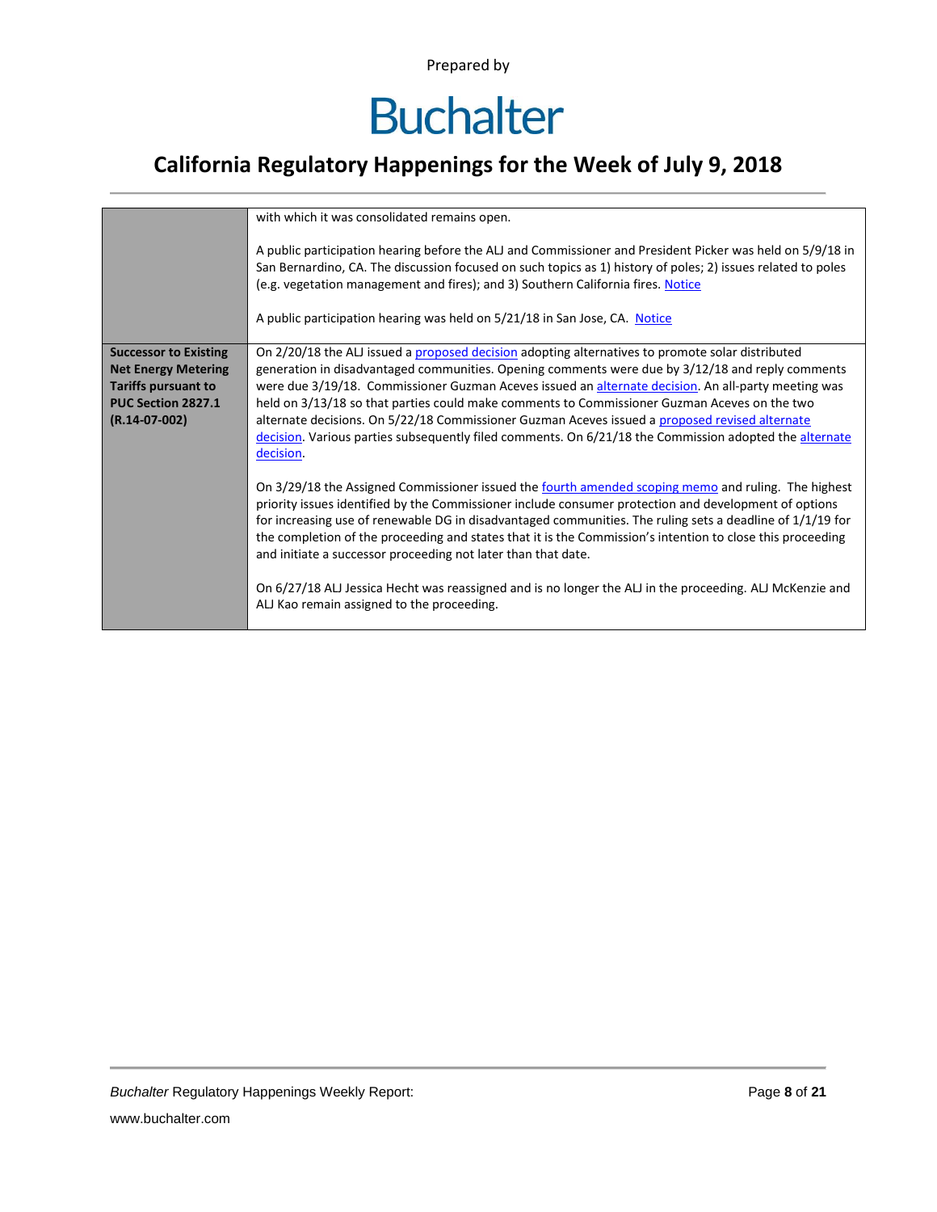| | |
|---|---|
| | with which it was consolidated remains open.<br><br>A public participation hearing before the ALJ and Commissioner and President Picker was held on 5/9/18 in San Bernardino, CA. The discussion focused on such topics as 1) history of poles; 2) issues related to poles (e.g. vegetation management and fires); and 3) Southern California fires. Notice<br><br>A public participation hearing was held on 5/21/18 in San Jose, CA. Notice |
| **Successor to Existing Net Energy Metering Tariffs pursuant to PUC Section 2827.1 (R.14-07-002)** | On 2/20/18 the ALJ issued a proposed decision adopting alternatives to promote solar distributed generation in disadvantaged communities. Opening comments were due by 3/12/18 and reply comments were due 3/19/18. Commissioner Guzman Aceves issued an alternate decision. An all-party meeting was held on 3/13/18 so that parties could make comments to Commissioner Guzman Aceves on the two alternate decisions. On 5/22/18 Commissioner Guzman Aceves issued a proposed revised alternate decision. Various parties subsequently filed comments. On 6/21/18 the Commission adopted the alternate decision.<br><br>On 3/29/18 the Assigned Commissioner issued the fourth amended scoping memo and ruling. The highest priority issues identified by the Commissioner include consumer protection and development of options for increasing use of renewable DG in disadvantaged communities. The ruling sets a deadline of 1/1/19 for the completion of the proceeding and states that it is the Commission's intention to close this proceeding and initiate a successor proceeding not later than that date.<br><br>On 6/27/18 ALJ Jessica Hecht was reassigned and is no longer the ALJ in the proceeding. ALJ McKenzie and ALJ Kao remain assigned to the proceeding. |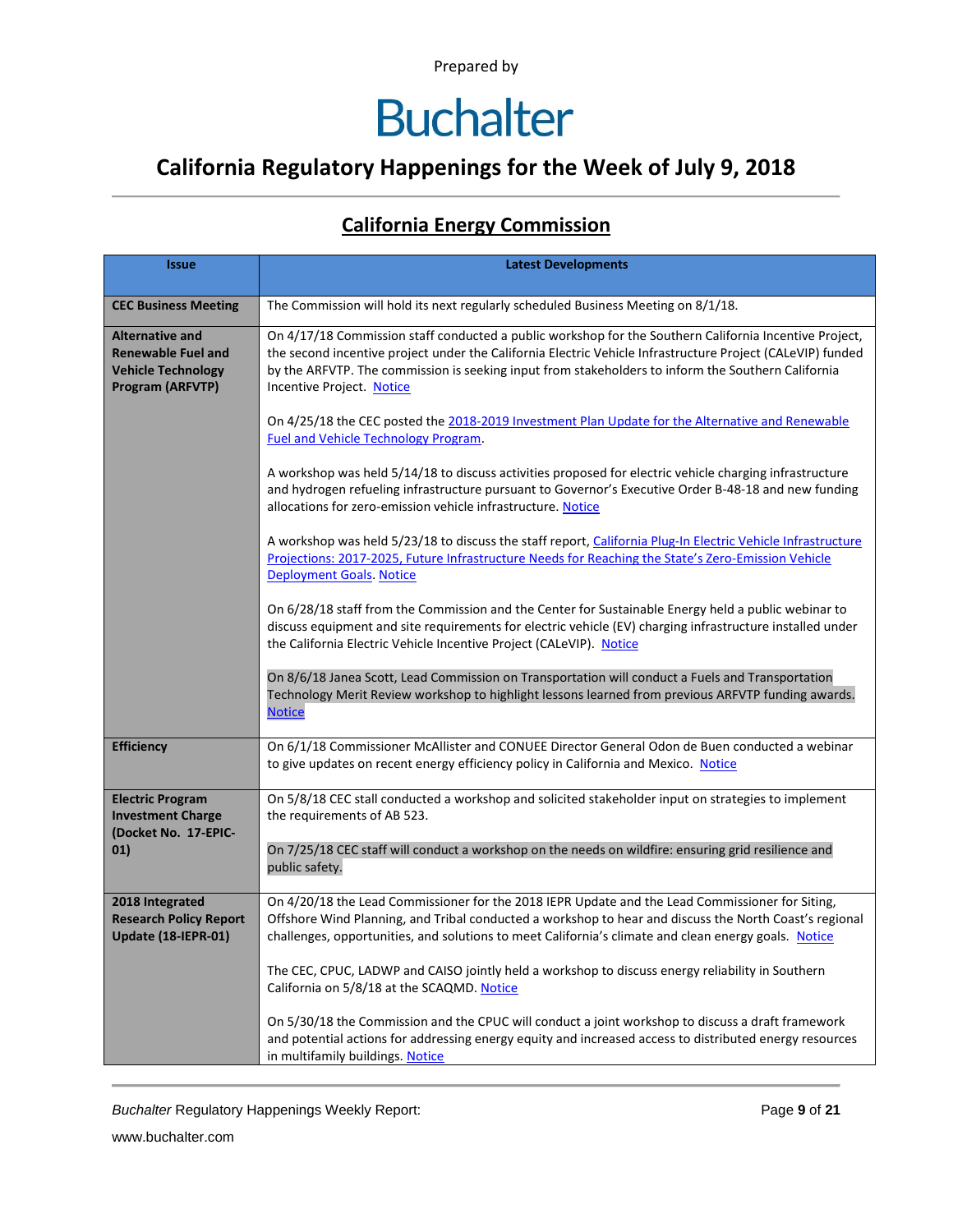Prepared by

# Buchalter

## California Regulatory Happenings for the Week of July 9, 2018

### California Energy Commission

| Issue | Latest Developments |
|---|---|
| **CEC Business Meeting** | The Commission will hold its next regularly scheduled Business Meeting on 8/1/18. |
| **Alternative and Renewable Fuel and Vehicle Technology Program (ARFVTP)** | On 4/17/18 Commission staff conducted a public workshop for the Southern California Incentive Project, the second incentive project under the California Electric Vehicle Infrastructure Project (CALeVIP) funded by the ARFVTP. The commission is seeking input from stakeholders to inform the Southern California Incentive Project. Notice<br><br>On 4/25/18 the CEC posted the 2018-2019 Investment Plan Update for the Alternative and Renewable Fuel and Vehicle Technology Program.<br><br>A workshop was held 5/14/18 to discuss activities proposed for electric vehicle charging infrastructure and hydrogen refueling infrastructure pursuant to Governor's Executive Order B-48-18 and new funding allocations for zero-emission vehicle infrastructure. Notice<br><br>A workshop was held 5/23/18 to discuss the staff report, California Plug-In Electric Vehicle Infrastructure Projections: 2017-2025, Future Infrastructure Needs for Reaching the State's Zero-Emission Vehicle Deployment Goals. Notice<br><br>On 6/28/18 staff from the Commission and the Center for Sustainable Energy held a public webinar to discuss equipment and site requirements for electric vehicle (EV) charging infrastructure installed under the California Electric Vehicle Incentive Project (CALeVIP). Notice<br><br>On 8/6/18 Janea Scott, Lead Commission on Transportation will conduct a Fuels and Transportation Technology Merit Review workshop to highlight lessons learned from previous ARFVTP funding awards. Notice |
| **Efficiency** | On 6/1/18 Commissioner McAllister and CONUEE Director General Odon de Buen conducted a webinar to give updates on recent energy efficiency policy in California and Mexico. Notice |
| **Electric Program Investment Charge (Docket No. 17-EPIC-01)** | On 5/8/18 CEC stall conducted a workshop and solicited stakeholder input on strategies to implement the requirements of AB 523.<br><br>On 7/25/18 CEC staff will conduct a workshop on the needs on wildfire: ensuring grid resilience and public safety. |
| **2018 Integrated Research Policy Report Update (18-IEPR-01)** | On 4/20/18 the Lead Commissioner for the 2018 IEPR Update and the Lead Commissioner for Siting, Offshore Wind Planning, and Tribal conducted a workshop to hear and discuss the North Coast's regional challenges, opportunities, and solutions to meet California's climate and clean energy goals. Notice<br><br>The CEC, CPUC, LADWP and CAISO jointly held a workshop to discuss energy reliability in Southern California on 5/8/18 at the SCAQMD. Notice<br><br>On 5/30/18 the Commission and the CPUC will conduct a joint workshop to discuss a draft framework and potential actions for addressing energy equity and increased access to distributed energy resources in multifamily buildings. Notice |

*Buchalter* Regulatory Happenings Weekly Report:

www.buchalter.com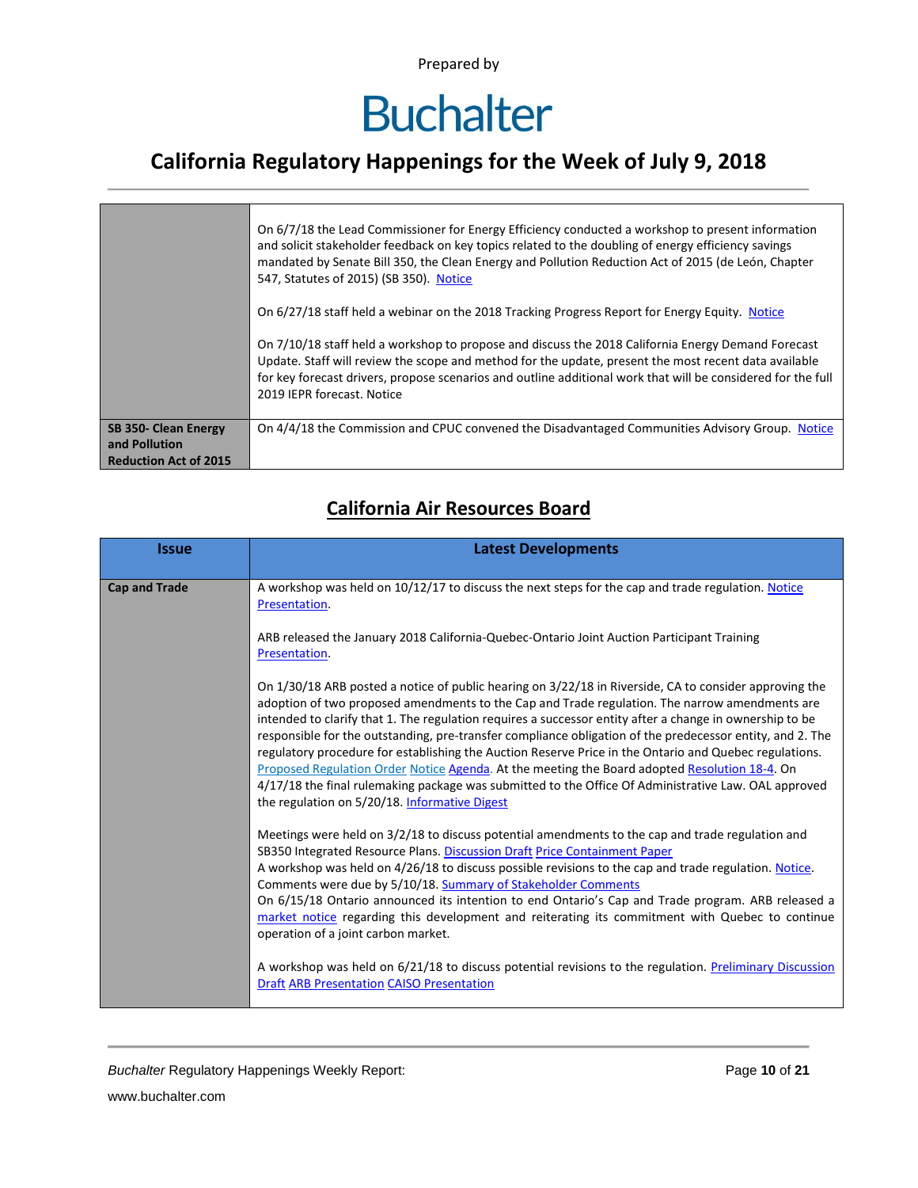| | |
|---|---|
| | On 6/7/18 the Lead Commissioner for Energy Efficiency conducted a workshop to present information and solicit stakeholder feedback on key topics related to the doubling of energy efficiency savings mandated by Senate Bill 350, the Clean Energy and Pollution Reduction Act of 2015 (de León, Chapter 547, Statutes of 2015) (SB 350). Notice<br><br>On 6/27/18 staff held a webinar on the 2018 Tracking Progress Report for Energy Equity. Notice<br><br>On 7/10/18 staff held a workshop to propose and discuss the 2018 California Energy Demand Forecast Update. Staff will review the scope and method for the update, present the most recent data available for key forecast drivers, propose scenarios and outline additional work that will be considered for the full 2019 IEPR forecast. Notice |
| **SB 350- Clean Energy and Pollution Reduction Act of 2015** | On 4/4/18 the Commission and CPUC convened the Disadvantaged Communities Advisory Group. Notice |

## California Air Resources Board

| Issue | Latest Developments |
|---|---|
| **Cap and Trade** | A workshop was held on 10/12/17 to discuss the next steps for the cap and trade regulation. Notice Presentation.<br><br>ARB released the January 2018 California-Quebec-Ontario Joint Auction Participant Training Presentation.<br><br>On 1/30/18 ARB posted a notice of public hearing on 3/22/18 in Riverside, CA to consider approving the adoption of two proposed amendments to the Cap and Trade regulation. The narrow amendments are intended to clarify that 1. The regulation requires a successor entity after a change in ownership to be responsible for the outstanding, pre-transfer compliance obligation of the predecessor entity, and 2. The regulatory procedure for establishing the Auction Reserve Price in the Ontario and Quebec regulations. Proposed Regulation Order Notice Agenda. At the meeting the Board adopted Resolution 18-4. On 4/17/18 the final rulemaking package was submitted to the Office Of Administrative Law. OAL approved the regulation on 5/20/18. Informative Digest<br><br>Meetings were held on 3/2/18 to discuss potential amendments to the cap and trade regulation and SB350 Integrated Resource Plans. Discussion Draft Price Containment Paper<br>A workshop was held on 4/26/18 to discuss possible revisions to the cap and trade regulation. Notice. Comments were due by 5/10/18. Summary of Stakeholder Comments<br>On 6/15/18 Ontario announced its intention to end Ontario's Cap and Trade program. ARB released a market notice regarding this development and reiterating its commitment with Quebec to continue operation of a joint carbon market.<br><br>A workshop was held on 6/21/18 to discuss potential revisions to the regulation. Preliminary Discussion Draft ARB Presentation CAISO Presentation |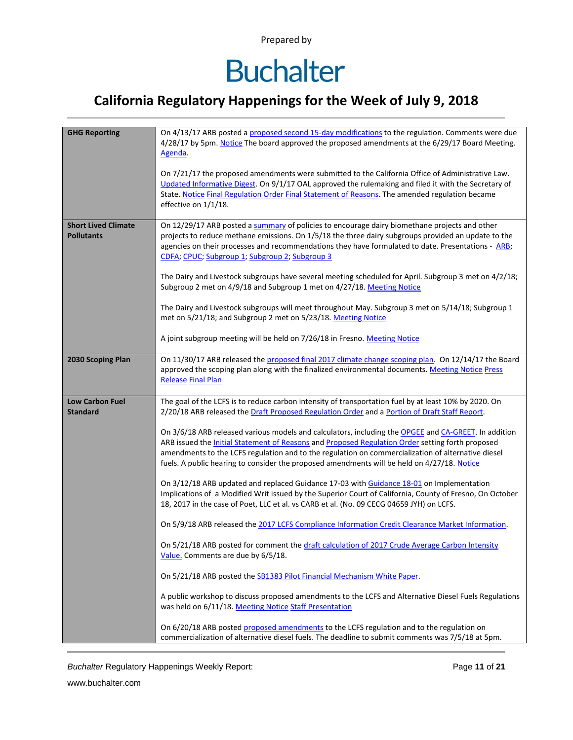Prepared by

# Buchalter

## California Regulatory Happenings for the Week of July 9, 2018

| | |
|---|---|
| **GHG Reporting** | On 4/13/17 ARB posted a proposed second 15-day modifications to the regulation. Comments were due 4/28/17 by 5pm. Notice The board approved the proposed amendments at the 6/29/17 Board Meeting. Agenda.<br><br>On 7/21/17 the proposed amendments were submitted to the California Office of Administrative Law. Updated Informative Digest. On 9/1/17 OAL approved the rulemaking and filed it with the Secretary of State. Notice Final Regulation Order Final Statement of Reasons. The amended regulation became effective on 1/1/18. |
| **Short Lived Climate Pollutants** | On 12/29/17 ARB posted a summary of policies to encourage dairy biomethane projects and other projects to reduce methane emissions. On 1/5/18 the three dairy subgroups provided an update to the agencies on their processes and recommendations they have formulated to date. Presentations - ARB; CDFA; CPUC; Subgroup 1; Subgroup 2; Subgroup 3<br><br>The Dairy and Livestock subgroups have several meeting scheduled for April. Subgroup 3 met on 4/2/18; Subgroup 2 met on 4/9/18 and Subgroup 1 met on 4/27/18. Meeting Notice<br><br>The Dairy and Livestock subgroups will meet throughout May. Subgroup 3 met on 5/14/18; Subgroup 1 met on 5/21/18; and Subgroup 2 met on 5/23/18. Meeting Notice<br><br>A joint subgroup meeting will be held on 7/26/18 in Fresno. Meeting Notice |
| **2030 Scoping Plan** | On 11/30/17 ARB released the proposed final 2017 climate change scoping plan. On 12/14/17 the Board approved the scoping plan along with the finalized environmental documents. Meeting Notice Press Release Final Plan |
| **Low Carbon Fuel Standard** | The goal of the LCFS is to reduce carbon intensity of transportation fuel by at least 10% by 2020. On 2/20/18 ARB released the Draft Proposed Regulation Order and a Portion of Draft Staff Report.<br><br>On 3/6/18 ARB released various models and calculators, including the OPGEE and CA-GREET. In addition ARB issued the Initial Statement of Reasons and Proposed Regulation Order setting forth proposed amendments to the LCFS regulation and to the regulation on commercialization of alternative diesel fuels. A public hearing to consider the proposed amendments will be held on 4/27/18. Notice<br><br>On 3/12/18 ARB updated and replaced Guidance 17-03 with Guidance 18-01 on Implementation Implications of a Modified Writ issued by the Superior Court of California, County of Fresno, On October 18, 2017 in the case of Poet, LLC et al. vs CARB et al. (No. 09 CECG 04659 JYH) on LCFS.<br><br>On 5/9/18 ARB released the 2017 LCFS Compliance Information Credit Clearance Market Information.<br><br>On 5/21/18 ARB posted for comment the draft calculation of 2017 Crude Average Carbon Intensity Value. Comments are due by 6/5/18.<br><br>On 5/21/18 ARB posted the SB1383 Pilot Financial Mechanism White Paper.<br><br>A public workshop to discuss proposed amendments to the LCFS and Alternative Diesel Fuels Regulations was held on 6/11/18. Meeting Notice Staff Presentation<br><br>On 6/20/18 ARB posted proposed amendments to the LCFS regulation and to the regulation on commercialization of alternative diesel fuels. The deadline to submit comments was 7/5/18 at 5pm. |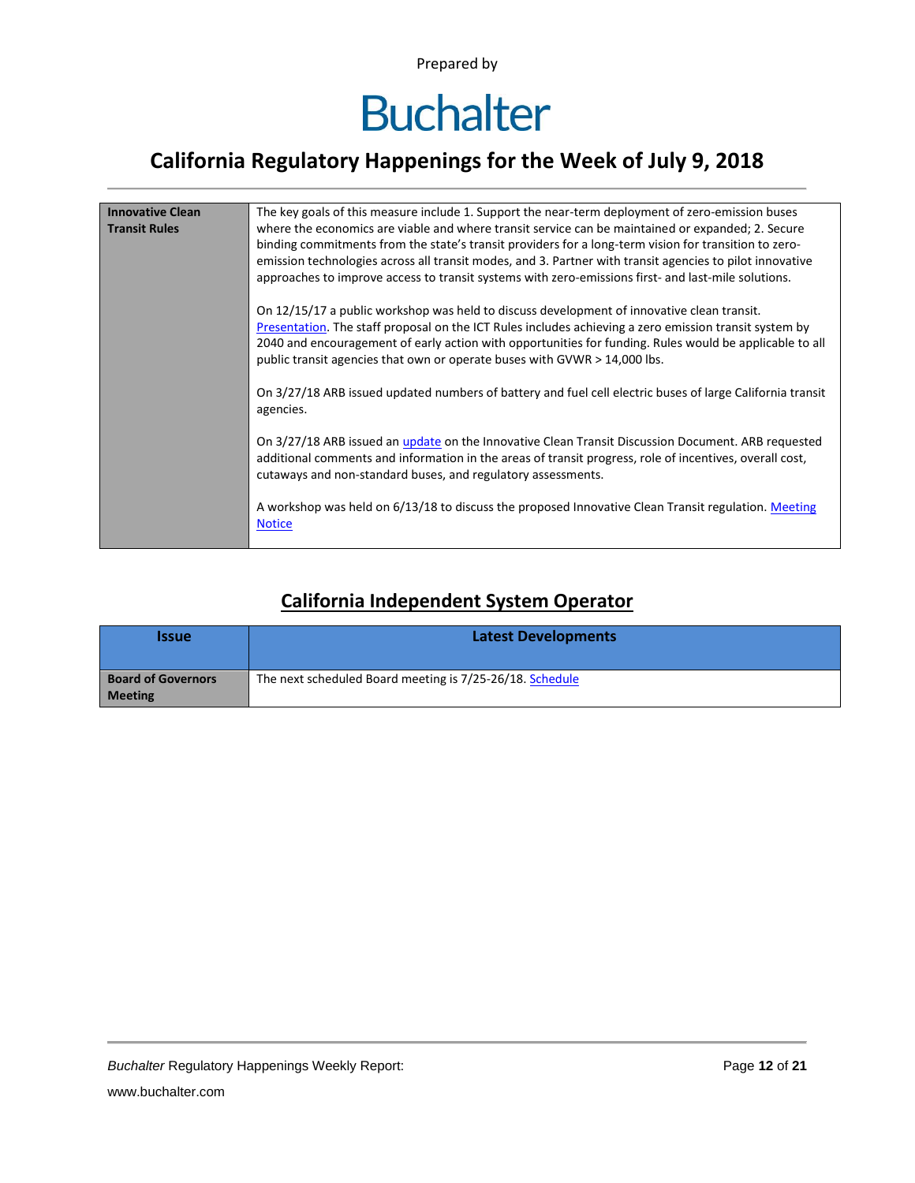Prepared by

# Buchalter

## California Regulatory Happenings for the Week of July 9, 2018

| | |
|---|---|
| **Innovative Clean Transit Rules** | The key goals of this measure include 1. Support the near-term deployment of zero-emission buses where the economics are viable and where transit service can be maintained or expanded; 2. Secure binding commitments from the state's transit providers for a long-term vision for transition to zero-emission technologies across all transit modes, and 3. Partner with transit agencies to pilot innovative approaches to improve access to transit systems with zero-emissions first- and last-mile solutions.<br><br>On 12/15/17 a public workshop was held to discuss development of innovative clean transit. Presentation. The staff proposal on the ICT Rules includes achieving a zero emission transit system by 2040 and encouragement of early action with opportunities for funding. Rules would be applicable to all public transit agencies that own or operate buses with GVWR > 14,000 lbs.<br><br>On 3/27/18 ARB issued updated numbers of battery and fuel cell electric buses of large California transit agencies.<br><br>On 3/27/18 ARB issued an update on the Innovative Clean Transit Discussion Document. ARB requested additional comments and information in the areas of transit progress, role of incentives, overall cost, cutaways and non-standard buses, and regulatory assessments.<br><br>A workshop was held on 6/13/18 to discuss the proposed Innovative Clean Transit regulation. Meeting Notice |

## California Independent System Operator

| Issue | Latest Developments |
|---|---|
| **Board of Governors Meeting** | The next scheduled Board meeting is 7/25-26/18. Schedule |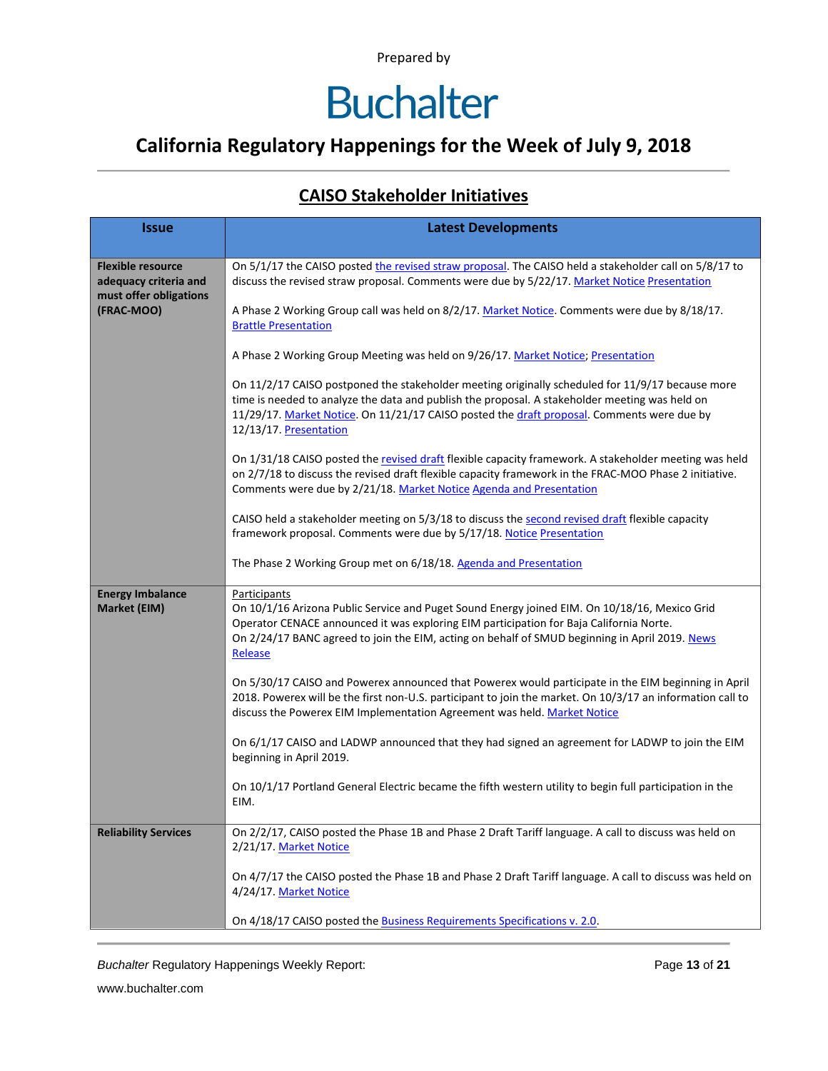Prepared by

# Buchalter

## California Regulatory Happenings for the Week of July 9, 2018

### CAISO Stakeholder Initiatives

| Issue | Latest Developments |
|---|---|
| **Flexible resource adequacy criteria and must offer obligations (FRAC-MOO)** | On 5/1/17 the CAISO posted the revised straw proposal. The CAISO held a stakeholder call on 5/8/17 to discuss the revised straw proposal. Comments were due by 5/22/17. Market Notice Presentation<br><br>A Phase 2 Working Group call was held on 8/2/17. Market Notice. Comments were due by 8/18/17. Brattle Presentation<br><br>A Phase 2 Working Group Meeting was held on 9/26/17. Market Notice; Presentation<br><br>On 11/2/17 CAISO postponed the stakeholder meeting originally scheduled for 11/9/17 because more time is needed to analyze the data and publish the proposal. A stakeholder meeting was held on 11/29/17. Market Notice. On 11/21/17 CAISO posted the draft proposal. Comments were due by 12/13/17. Presentation<br><br>On 1/31/18 CAISO posted the revised draft flexible capacity framework. A stakeholder meeting was held on 2/7/18 to discuss the revised draft flexible capacity framework in the FRAC-MOO Phase 2 initiative. Comments were due by 2/21/18. Market Notice Agenda and Presentation<br><br>CAISO held a stakeholder meeting on 5/3/18 to discuss the second revised draft flexible capacity framework proposal. Comments were due by 5/17/18. Notice Presentation<br><br>The Phase 2 Working Group met on 6/18/18. Agenda and Presentation |
| **Energy Imbalance Market (EIM)** | Participants<br>On 10/1/16 Arizona Public Service and Puget Sound Energy joined EIM. On 10/18/16, Mexico Grid Operator CENACE announced it was exploring EIM participation for Baja California Norte.<br>On 2/24/17 BANC agreed to join the EIM, acting on behalf of SMUD beginning in April 2019. News Release<br><br>On 5/30/17 CAISO and Powerex announced that Powerex would participate in the EIM beginning in April 2018. Powerex will be the first non-U.S. participant to join the market. On 10/3/17 an information call to discuss the Powerex EIM Implementation Agreement was held. Market Notice<br><br>On 6/1/17 CAISO and LADWP announced that they had signed an agreement for LADWP to join the EIM beginning in April 2019.<br><br>On 10/1/17 Portland General Electric became the fifth western utility to begin full participation in the EIM. |
| **Reliability Services** | On 2/2/17, CAISO posted the Phase 1B and Phase 2 Draft Tariff language. A call to discuss was held on 2/21/17. Market Notice<br><br>On 4/7/17 the CAISO posted the Phase 1B and Phase 2 Draft Tariff language. A call to discuss was held on 4/24/17. Market Notice<br><br>On 4/18/17 CAISO posted the Business Requirements Specifications v. 2.0. |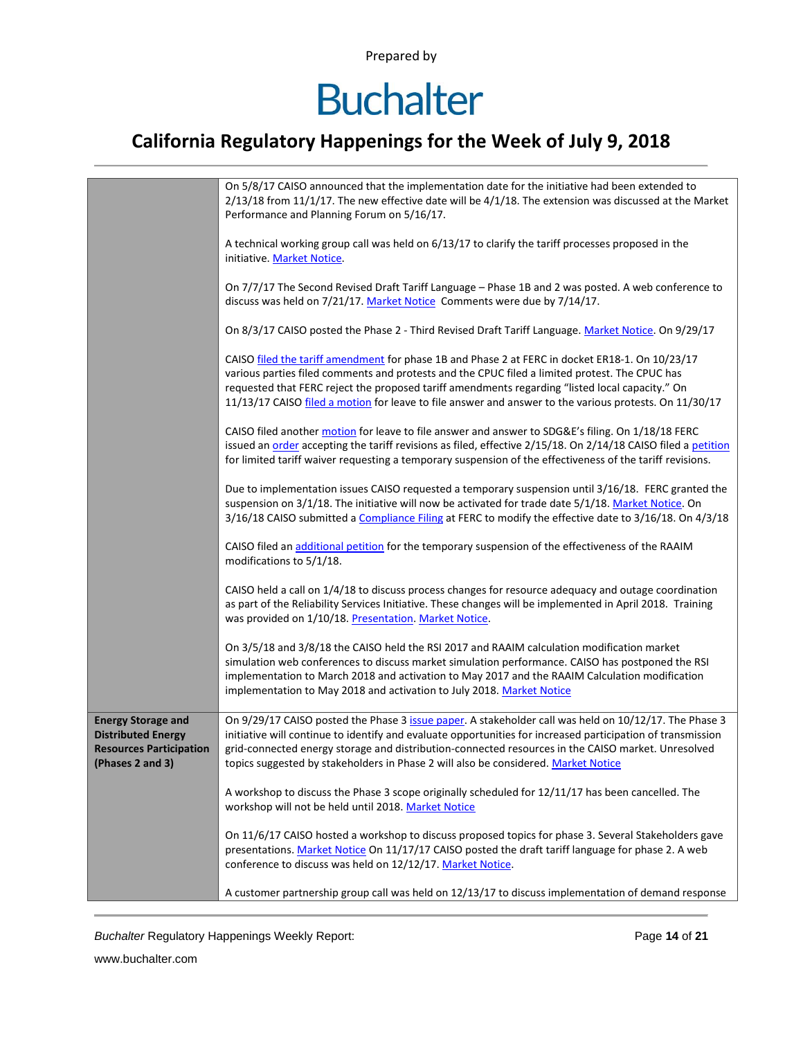| | |
|---|---|
| | On 5/8/17 CAISO announced that the implementation date for the initiative had been extended to 2/13/18 from 11/1/17. The new effective date will be 4/1/18. The extension was discussed at the Market Performance and Planning Forum on 5/16/17.<br><br>A technical working group call was held on 6/13/17 to clarify the tariff processes proposed in the initiative. Market Notice.<br><br>On 7/7/17 The Second Revised Draft Tariff Language – Phase 1B and 2 was posted. A web conference to discuss was held on 7/21/17. Market Notice Comments were due by 7/14/17.<br><br>On 8/3/17 CAISO posted the Phase 2 - Third Revised Draft Tariff Language. Market Notice. On 9/29/17<br><br>CAISO filed the tariff amendment for phase 1B and Phase 2 at FERC in docket ER18-1. On 10/23/17 various parties filed comments and protests and the CPUC filed a limited protest. The CPUC has requested that FERC reject the proposed tariff amendments regarding "listed local capacity." On 11/13/17 CAISO filed a motion for leave to file answer and answer to the various protests. On 11/30/17<br><br>CAISO filed another motion for leave to file answer and answer to SDG&E's filing. On 1/18/18 FERC issued an order accepting the tariff revisions as filed, effective 2/15/18. On 2/14/18 CAISO filed a petition for limited tariff waiver requesting a temporary suspension of the effectiveness of the tariff revisions.<br><br>Due to implementation issues CAISO requested a temporary suspension until 3/16/18. FERC granted the suspension on 3/1/18. The initiative will now be activated for trade date 5/1/18. Market Notice. On 3/16/18 CAISO submitted a Compliance Filing at FERC to modify the effective date to 3/16/18. On 4/3/18<br><br>CAISO filed an additional petition for the temporary suspension of the effectiveness of the RAAIM modifications to 5/1/18.<br><br>CAISO held a call on 1/4/18 to discuss process changes for resource adequacy and outage coordination as part of the Reliability Services Initiative. These changes will be implemented in April 2018. Training was provided on 1/10/18. Presentation. Market Notice.<br><br>On 3/5/18 and 3/8/18 the CAISO held the RSI 2017 and RAAIM calculation modification market simulation web conferences to discuss market simulation performance. CAISO has postponed the RSI implementation to March 2018 and activation to May 2017 and the RAAIM Calculation modification implementation to May 2018 and activation to July 2018. Market Notice |
| **Energy Storage and Distributed Energy Resources Participation (Phases 2 and 3)** | On 9/29/17 CAISO posted the Phase 3 issue paper. A stakeholder call was held on 10/12/17. The Phase 3 initiative will continue to identify and evaluate opportunities for increased participation of transmission grid-connected energy storage and distribution-connected resources in the CAISO market. Unresolved topics suggested by stakeholders in Phase 2 will also be considered. Market Notice<br><br>A workshop to discuss the Phase 3 scope originally scheduled for 12/11/17 has been cancelled. The workshop will not be held until 2018. Market Notice<br><br>On 11/6/17 CAISO hosted a workshop to discuss proposed topics for phase 3. Several Stakeholders gave presentations. Market Notice On 11/17/17 CAISO posted the draft tariff language for phase 2. A web conference to discuss was held on 12/12/17. Market Notice.<br><br>A customer partnership group call was held on 12/13/17 to discuss implementation of demand response |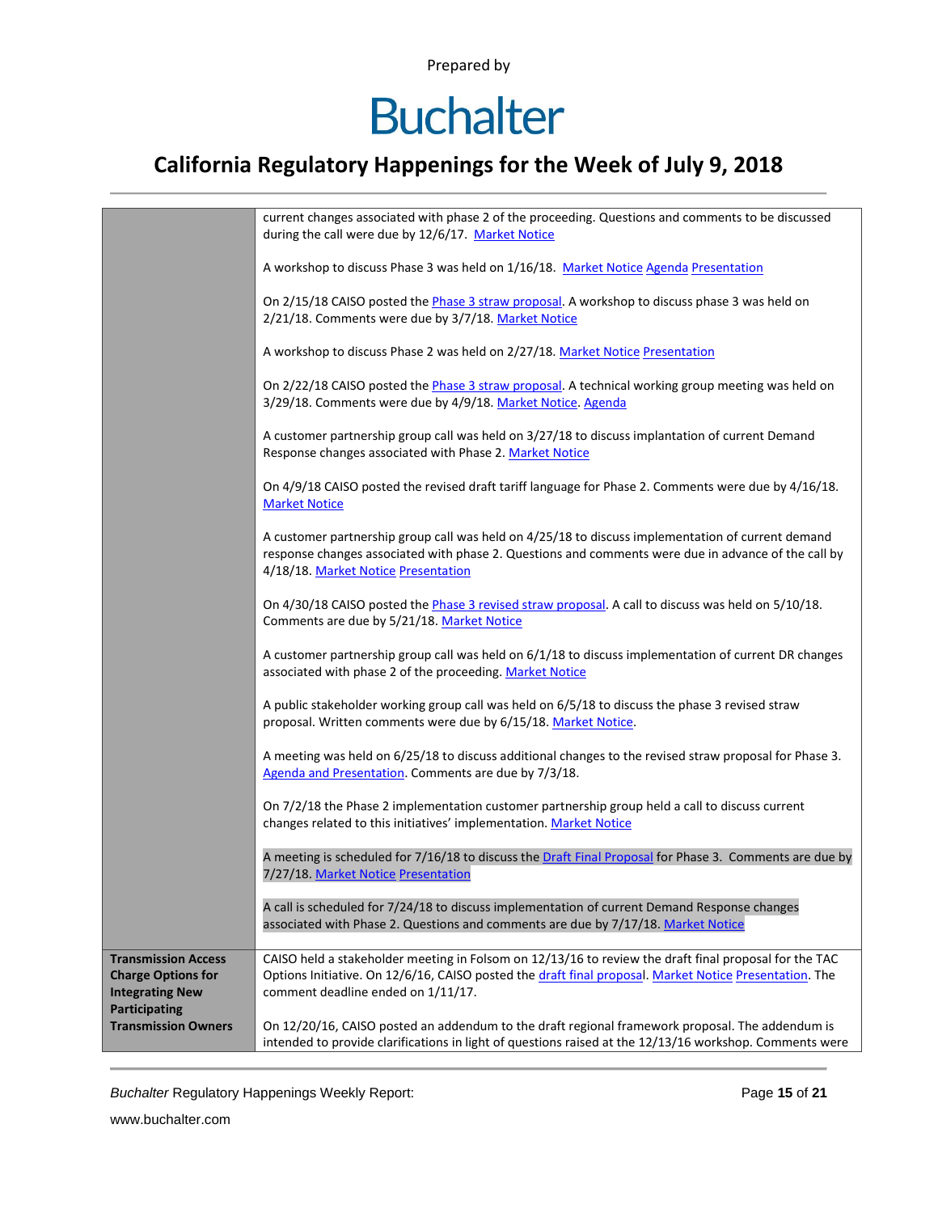| | |
|---|---|
| | current changes associated with phase 2 of the proceeding. Questions and comments to be discussed during the call were due by 12/6/17. Market Notice<br><br>A workshop to discuss Phase 3 was held on 1/16/18. Market Notice Agenda Presentation<br><br>On 2/15/18 CAISO posted the Phase 3 straw proposal. A workshop to discuss phase 3 was held on 2/21/18. Comments were due by 3/7/18. Market Notice<br><br>A workshop to discuss Phase 2 was held on 2/27/18. Market Notice Presentation<br><br>On 2/22/18 CAISO posted the Phase 3 straw proposal. A technical working group meeting was held on 3/29/18. Comments were due by 4/9/18. Market Notice. Agenda<br><br>A customer partnership group call was held on 3/27/18 to discuss implantation of current Demand Response changes associated with Phase 2. Market Notice<br><br>On 4/9/18 CAISO posted the revised draft tariff language for Phase 2. Comments were due by 4/16/18. Market Notice<br><br>A customer partnership group call was held on 4/25/18 to discuss implementation of current demand response changes associated with phase 2. Questions and comments were due in advance of the call by 4/18/18. Market Notice Presentation<br><br>On 4/30/18 CAISO posted the Phase 3 revised straw proposal. A call to discuss was held on 5/10/18. Comments are due by 5/21/18. Market Notice<br><br>A customer partnership group call was held on 6/1/18 to discuss implementation of current DR changes associated with phase 2 of the proceeding. Market Notice<br><br>A public stakeholder working group call was held on 6/5/18 to discuss the phase 3 revised straw proposal. Written comments were due by 6/15/18. Market Notice.<br><br>A meeting was held on 6/25/18 to discuss additional changes to the revised straw proposal for Phase 3. Agenda and Presentation. Comments are due by 7/3/18.<br><br>On 7/2/18 the Phase 2 implementation customer partnership group held a call to discuss current changes related to this initiatives' implementation. Market Notice<br><br>A meeting is scheduled for 7/16/18 to discuss the Draft Final Proposal for Phase 3. Comments are due by 7/27/18. Market Notice Presentation<br><br>A call is scheduled for 7/24/18 to discuss implementation of current Demand Response changes associated with Phase 2. Questions and comments are due by 7/17/18. Market Notice |
| **Transmission Access Charge Options for Integrating New Participating Transmission Owners** | CAISO held a stakeholder meeting in Folsom on 12/13/16 to review the draft final proposal for the TAC Options Initiative. On 12/6/16, CAISO posted the draft final proposal. Market Notice Presentation. The comment deadline ended on 1/11/17.<br><br>On 12/20/16, CAISO posted an addendum to the draft regional framework proposal. The addendum is intended to provide clarifications in light of questions raised at the 12/13/16 workshop. Comments were |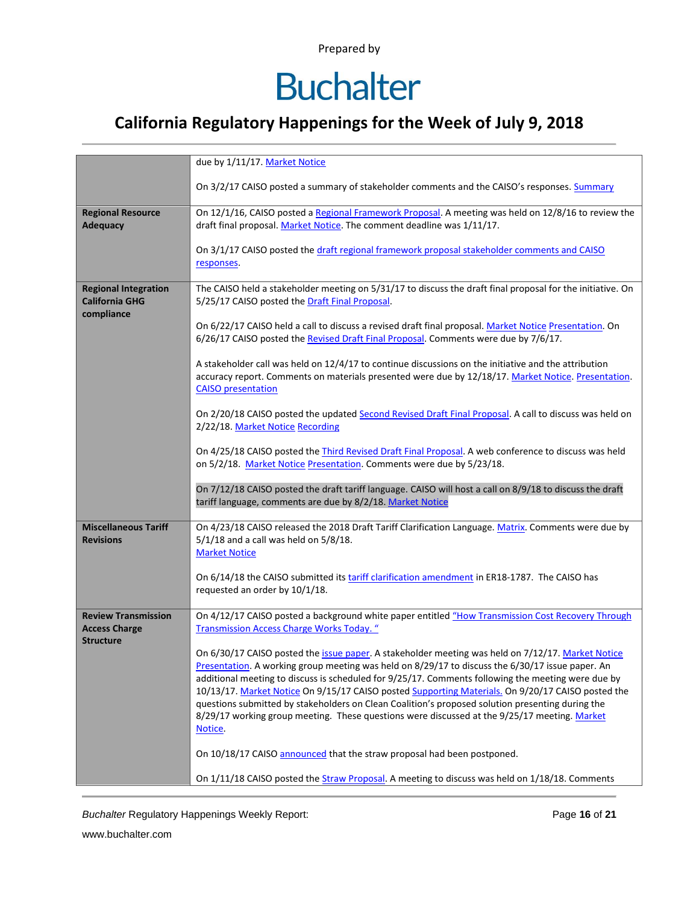| | |
|---|---|
| | due by 1/11/17. Market Notice<br><br>On 3/2/17 CAISO posted a summary of stakeholder comments and the CAISO's responses. Summary |
| **Regional Resource Adequacy** | On 12/1/16, CAISO posted a Regional Framework Proposal. A meeting was held on 12/8/16 to review the draft final proposal. Market Notice. The comment deadline was 1/11/17.<br><br>On 3/1/17 CAISO posted the draft regional framework proposal stakeholder comments and CAISO responses. |
| **Regional Integration California GHG compliance** | The CAISO held a stakeholder meeting on 5/31/17 to discuss the draft final proposal for the initiative. On 5/25/17 CAISO posted the Draft Final Proposal.<br><br>On 6/22/17 CAISO held a call to discuss a revised draft final proposal. Market Notice Presentation. On 6/26/17 CAISO posted the Revised Draft Final Proposal. Comments were due by 7/6/17.<br><br>A stakeholder call was held on 12/4/17 to continue discussions on the initiative and the attribution accuracy report. Comments on materials presented were due by 12/18/17. Market Notice. Presentation. CAISO presentation<br><br>On 2/20/18 CAISO posted the updated Second Revised Draft Final Proposal. A call to discuss was held on 2/22/18. Market Notice Recording<br><br>On 4/25/18 CAISO posted the Third Revised Draft Final Proposal. A web conference to discuss was held on 5/2/18. Market Notice Presentation. Comments were due by 5/23/18.<br><br>On 7/12/18 CAISO posted the draft tariff language. CAISO will host a call on 8/9/18 to discuss the draft tariff language, comments are due by 8/2/18. Market Notice |
| **Miscellaneous Tariff Revisions** | On 4/23/18 CAISO released the 2018 Draft Tariff Clarification Language. Matrix. Comments were due by 5/1/18 and a call was held on 5/8/18.<br>Market Notice<br><br>On 6/14/18 the CAISO submitted its tariff clarification amendment in ER18-1787. The CAISO has requested an order by 10/1/18. |
| **Review Transmission Access Charge Structure** | On 4/12/17 CAISO posted a background white paper entitled "How Transmission Cost Recovery Through Transmission Access Charge Works Today. "<br><br>On 6/30/17 CAISO posted the issue paper. A stakeholder meeting was held on 7/12/17. Market Notice Presentation. A working group meeting was held on 8/29/17 to discuss the 6/30/17 issue paper. An additional meeting to discuss is scheduled for 9/25/17. Comments following the meeting were due by 10/13/17. Market Notice On 9/15/17 CAISO posted Supporting Materials. On 9/20/17 CAISO posted the questions submitted by stakeholders on Clean Coalition's proposed solution presenting during the 8/29/17 working group meeting. These questions were discussed at the 9/25/17 meeting. Market Notice.<br><br>On 10/18/17 CAISO announced that the straw proposal had been postponed.<br><br>On 1/11/18 CAISO posted the Straw Proposal. A meeting to discuss was held on 1/18/18. Comments |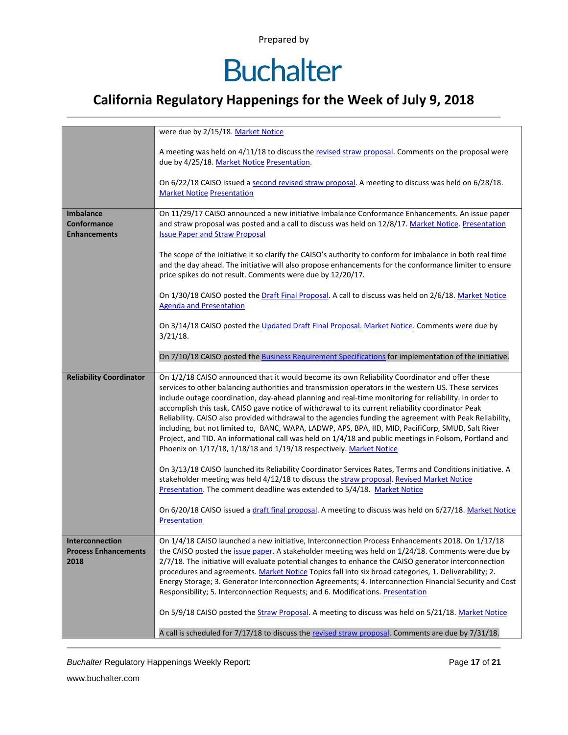| | |
|---|---|
| | were due by 2/15/18. Market Notice<br><br>A meeting was held on 4/11/18 to discuss the revised straw proposal. Comments on the proposal were due by 4/25/18. Market Notice Presentation.<br><br>On 6/22/18 CAISO issued a second revised straw proposal. A meeting to discuss was held on 6/28/18. Market Notice Presentation |
| **Imbalance Conformance Enhancements** | On 11/29/17 CAISO announced a new initiative Imbalance Conformance Enhancements. An issue paper and straw proposal was posted and a call to discuss was held on 12/8/17. Market Notice. Presentation Issue Paper and Straw Proposal<br><br>The scope of the initiative it so clarify the CAISO's authority to conform for imbalance in both real time and the day ahead. The initiative will also propose enhancements for the conformance limiter to ensure price spikes do not result. Comments were due by 12/20/17.<br><br>On 1/30/18 CAISO posted the Draft Final Proposal. A call to discuss was held on 2/6/18. Market Notice Agenda and Presentation<br><br>On 3/14/18 CAISO posted the Updated Draft Final Proposal. Market Notice. Comments were due by 3/21/18.<br><br>On 7/10/18 CAISO posted the Business Requirement Specifications for implementation of the initiative. |
| **Reliability Coordinator** | On 1/2/18 CAISO announced that it would become its own Reliability Coordinator and offer these services to other balancing authorities and transmission operators in the western US. These services include outage coordination, day-ahead planning and real-time monitoring for reliability. In order to accomplish this task, CAISO gave notice of withdrawal to its current reliability coordinator Peak Reliability. CAISO also provided withdrawal to the agencies funding the agreement with Peak Reliability, including, but not limited to, BANC, WAPA, LADWP, APS, BPA, IID, MID, PacifiCorp, SMUD, Salt River Project, and TID. An informational call was held on 1/4/18 and public meetings in Folsom, Portland and Phoenix on 1/17/18, 1/18/18 and 1/19/18 respectively. Market Notice<br><br>On 3/13/18 CAISO launched its Reliability Coordinator Services Rates, Terms and Conditions initiative. A stakeholder meeting was held 4/12/18 to discuss the straw proposal. Revised Market Notice Presentation. The comment deadline was extended to 5/4/18. Market Notice<br><br>On 6/20/18 CAISO issued a draft final proposal. A meeting to discuss was held on 6/27/18. Market Notice Presentation |
| **Interconnection Process Enhancements 2018** | On 1/4/18 CAISO launched a new initiative, Interconnection Process Enhancements 2018. On 1/17/18 the CAISO posted the issue paper. A stakeholder meeting was held on 1/24/18. Comments were due by 2/7/18. The initiative will evaluate potential changes to enhance the CAISO generator interconnection procedures and agreements. Market Notice Topics fall into six broad categories, 1. Deliverability; 2. Energy Storage; 3. Generator Interconnection Agreements; 4. Interconnection Financial Security and Cost Responsibility; 5. Interconnection Requests; and 6. Modifications. Presentation<br><br>On 5/9/18 CAISO posted the Straw Proposal. A meeting to discuss was held on 5/21/18. Market Notice<br><br>A call is scheduled for 7/17/18 to discuss the revised straw proposal. Comments are due by 7/31/18. |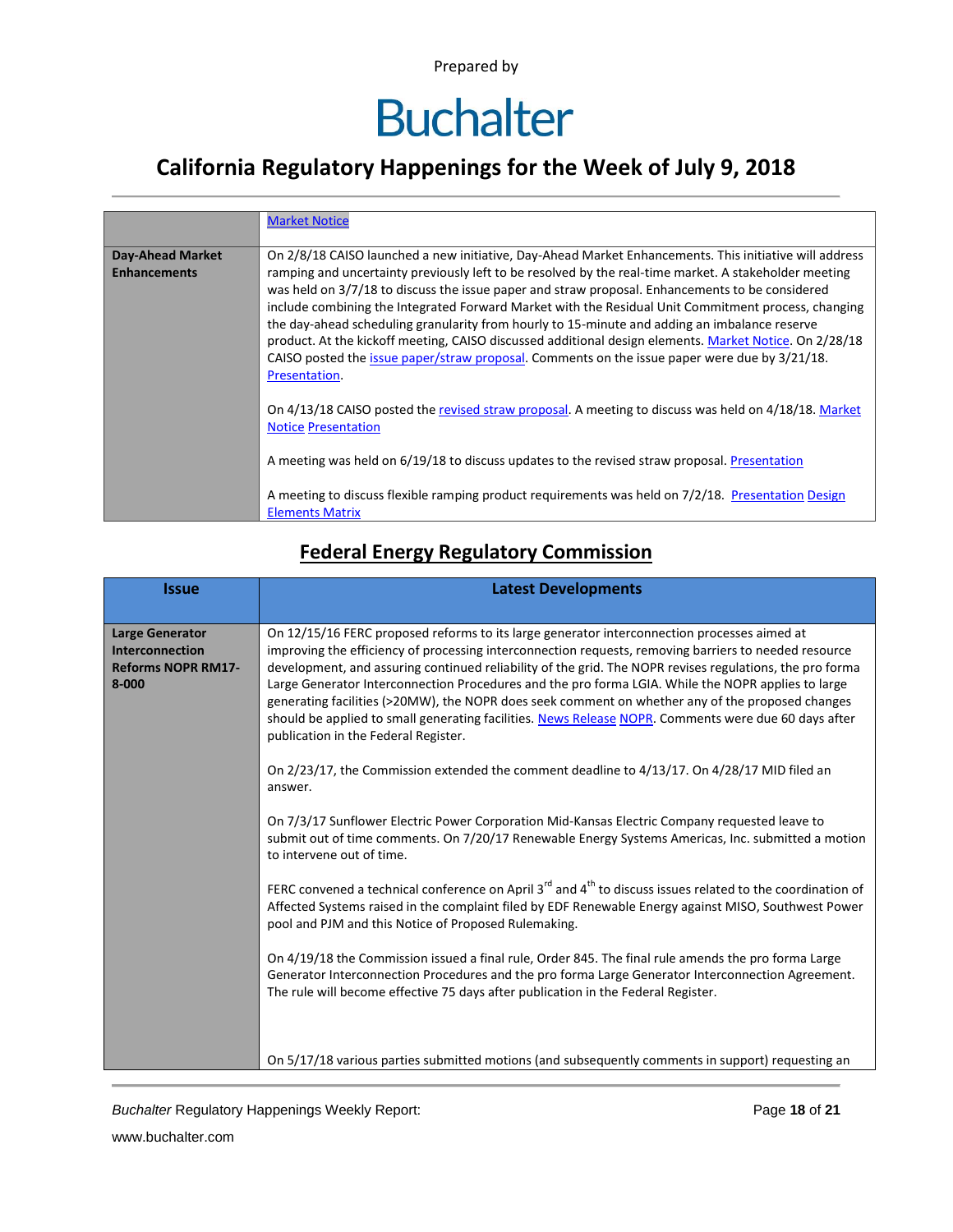|  |  |
|---|---|
|  | Market Notice |
| **Day-Ahead Market Enhancements** | On 2/8/18 CAISO launched a new initiative, Day-Ahead Market Enhancements. This initiative will address ramping and uncertainty previously left to be resolved by the real-time market. A stakeholder meeting was held on 3/7/18 to discuss the issue paper and straw proposal. Enhancements to be considered include combining the Integrated Forward Market with the Residual Unit Commitment process, changing the day-ahead scheduling granularity from hourly to 15-minute and adding an imbalance reserve product. At the kickoff meeting, CAISO discussed additional design elements. Market Notice. On 2/28/18 CAISO posted the issue paper/straw proposal. Comments on the issue paper were due by 3/21/18. Presentation.<br><br>On 4/13/18 CAISO posted the revised straw proposal. A meeting to discuss was held on 4/18/18. Market Notice Presentation<br><br>A meeting was held on 6/19/18 to discuss updates to the revised straw proposal. Presentation<br><br>A meeting to discuss flexible ramping product requirements was held on 7/2/18. Presentation Design Elements Matrix |

## Federal Energy Regulatory Commission

| Issue | Latest Developments |
|---|---|
| **Large Generator Interconnection Reforms NOPR RM17-8-000** | On 12/15/16 FERC proposed reforms to its large generator interconnection processes aimed at improving the efficiency of processing interconnection requests, removing barriers to needed resource development, and assuring continued reliability of the grid. The NOPR revises regulations, the pro forma Large Generator Interconnection Procedures and the pro forma LGIA. While the NOPR applies to large generating facilities (>20MW), the NOPR does seek comment on whether any of the proposed changes should be applied to small generating facilities. News Release NOPR. Comments were due 60 days after publication in the Federal Register.<br><br>On 2/23/17, the Commission extended the comment deadline to 4/13/17. On 4/28/17 MID filed an answer.<br><br>On 7/3/17 Sunflower Electric Power Corporation Mid-Kansas Electric Company requested leave to submit out of time comments. On 7/20/17 Renewable Energy Systems Americas, Inc. submitted a motion to intervene out of time.<br><br>FERC convened a technical conference on April 3rd and 4th to discuss issues related to the coordination of Affected Systems raised in the complaint filed by EDF Renewable Energy against MISO, Southwest Power pool and PJM and this Notice of Proposed Rulemaking.<br><br>On 4/19/18 the Commission issued a final rule, Order 845. The final rule amends the pro forma Large Generator Interconnection Procedures and the pro forma Large Generator Interconnection Agreement. The rule will become effective 75 days after publication in the Federal Register.<br><br>On 5/17/18 various parties submitted motions (and subsequently comments in support) requesting an |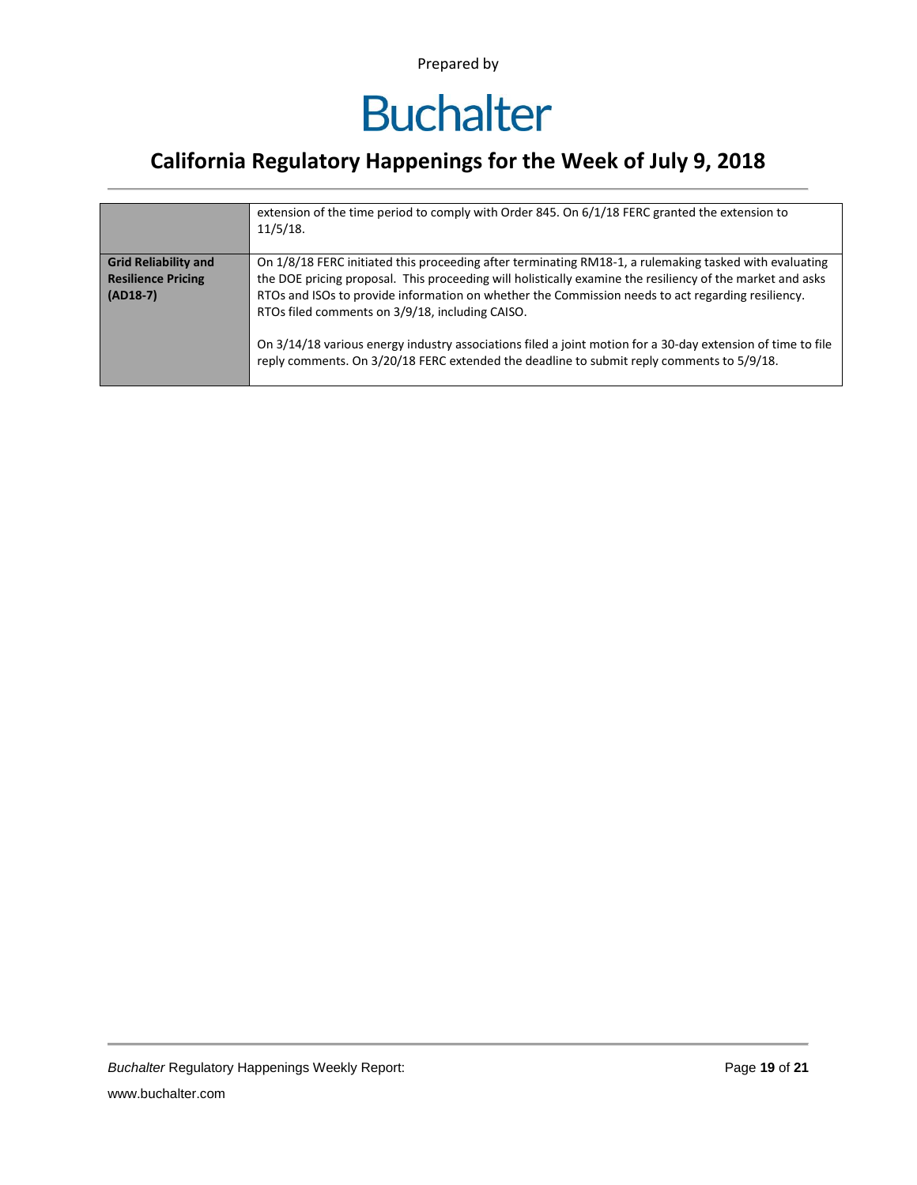|  |  |
|---|---|
|  | extension of the time period to comply with Order 845. On 6/1/18 FERC granted the extension to 11/5/18. |
| **Grid Reliability and Resilience Pricing (AD18-7)** | On 1/8/18 FERC initiated this proceeding after terminating RM18-1, a rulemaking tasked with evaluating the DOE pricing proposal. This proceeding will holistically examine the resiliency of the market and asks RTOs and ISOs to provide information on whether the Commission needs to act regarding resiliency. RTOs filed comments on 3/9/18, including CAISO.<br><br>On 3/14/18 various energy industry associations filed a joint motion for a 30-day extension of time to file reply comments. On 3/20/18 FERC extended the deadline to submit reply comments to 5/9/18. |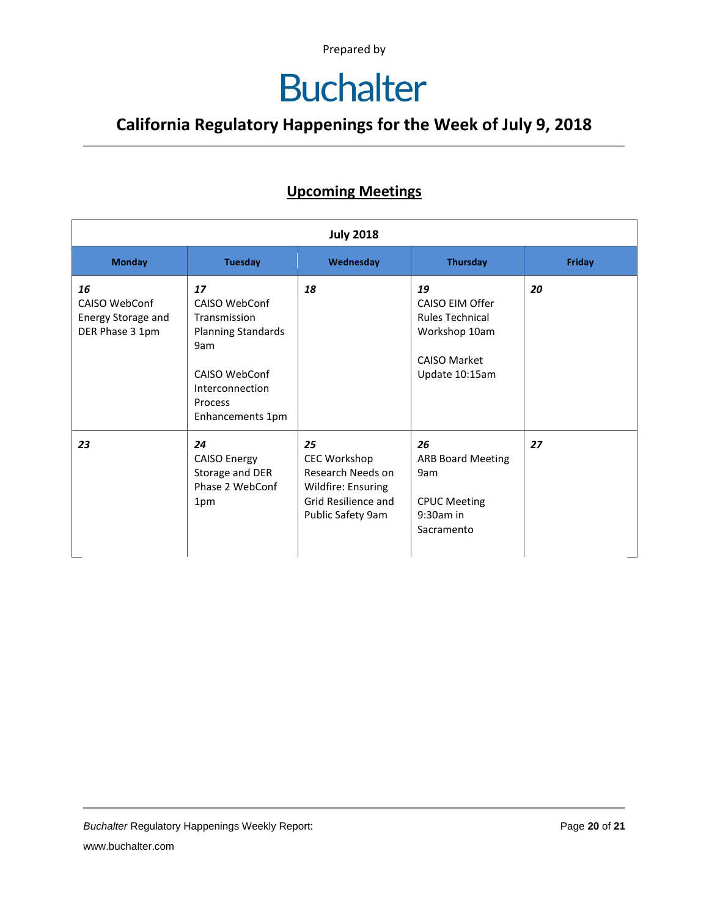Prepared by

# Buchalter

## California Regulatory Happenings for the Week of July 9, 2018

### Upcoming Meetings

| July 2018 | | | | |
|---|---|---|---|---|
| **Monday** | **Tuesday** | **Wednesday** | **Thursday** | **Friday** |
| ***16*** CAISO WebConf Energy Storage and DER Phase 3 1pm | ***17*** CAISO WebConf Transmission Planning Standards 9am<br><br>CAISO WebConf Interconnection Process Enhancements 1pm | ***18*** | ***19*** CAISO EIM Offer Rules Technical Workshop 10am<br><br>CAISO Market Update 10:15am | ***20*** |
| ***23*** | ***24*** CAISO Energy Storage and DER Phase 2 WebConf 1pm | ***25*** CEC Workshop Research Needs on Wildfire: Ensuring Grid Resilience and Public Safety 9am | ***26*** ARB Board Meeting 9am<br><br>CPUC Meeting 9:30am in Sacramento | ***27*** |

*Buchalter* Regulatory Happenings Weekly Report:

www.buchalter.com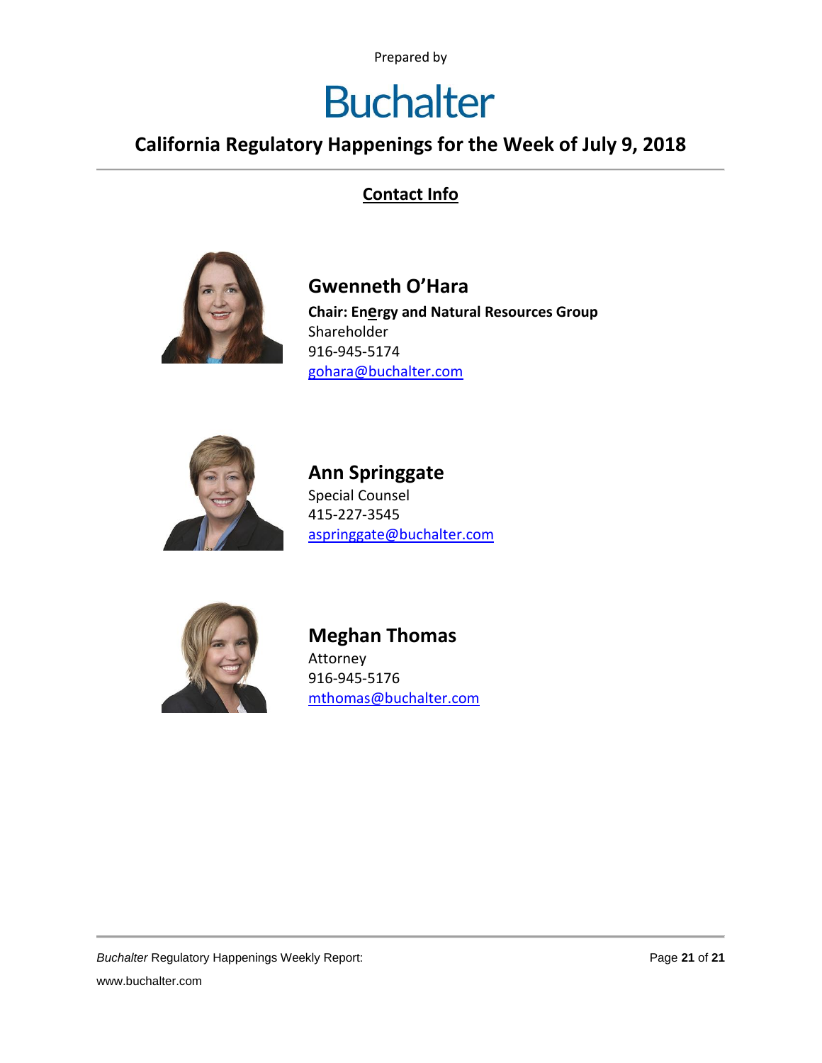Prepared by

# Buchalter

## California Regulatory Happenings for the Week of July 9, 2018

### Contact Info

### Gwenneth O'Hara

**Chair: Energy and Natural Resources Group**
Shareholder
916-945-5174
gohara@buchalter.com

### Ann Springgate

Special Counsel
415-227-3545
aspringgate@buchalter.com

### Meghan Thomas

Attorney
916-945-5176
mthomas@buchalter.com